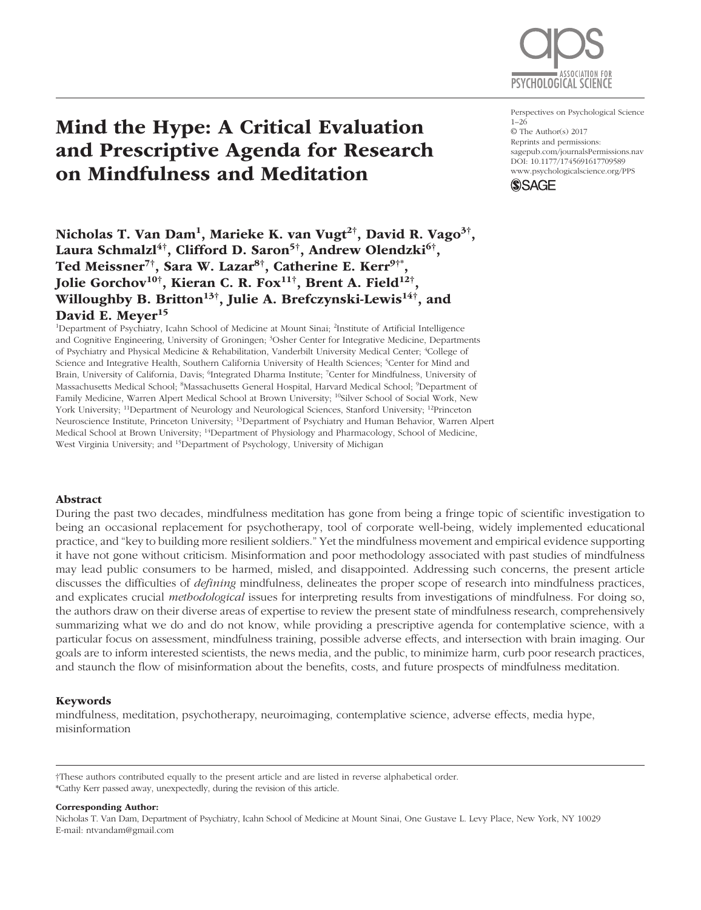Perspectives on Psychological Science
1–26
© The Author(s) 2017
Reprints and permissions:
sagepub.com/journalsPermissions.nav
DOI: 10.1177/1745691617709589
www.psychologicalscience.org/PPS

# Mind the Hype: A Critical Evaluation and Prescriptive Agenda for Research on Mindfulness and Meditation

**Nicholas T. Van Dam[1], Marieke K. van Vugt[2†], David R. Vago[3†], Laura Schmalzl[4†], Clifford D. Saron[5†], Andrew Olendzki[6†], Ted Meissner[7†], Sara W. Lazar[8†], Catherine E. Kerr[9†*], Jolie Gorchov[10†], Kieran C. R. Fox[11†], Brent A. Field[12†], Willoughby B. Britton[13†], Julie A. Brefczynski-Lewis[14†], and David E. Meyer[15]**

[1]Department of Psychiatry, Icahn School of Medicine at Mount Sinai; [2]Institute of Artificial Intelligence and Cognitive Engineering, University of Groningen; [3]Osher Center for Integrative Medicine, Departments of Psychiatry and Physical Medicine & Rehabilitation, Vanderbilt University Medical Center; [4]College of Science and Integrative Health, Southern California University of Health Sciences; [5]Center for Mind and Brain, University of California, Davis; [6]Integrated Dharma Institute; [7]Center for Mindfulness, University of Massachusetts Medical School; [8]Massachusetts General Hospital, Harvard Medical School; [9]Department of Family Medicine, Warren Alpert Medical School at Brown University; [10]Silver School of Social Work, New York University; [11]Department of Neurology and Neurological Sciences, Stanford University; [12]Princeton Neuroscience Institute, Princeton University; [13]Department of Psychiatry and Human Behavior, Warren Alpert Medical School at Brown University; [14]Department of Physiology and Pharmacology, School of Medicine, West Virginia University; and [15]Department of Psychology, University of Michigan

## Abstract

During the past two decades, mindfulness meditation has gone from being a fringe topic of scientific investigation to being an occasional replacement for psychotherapy, tool of corporate well-being, widely implemented educational practice, and "key to building more resilient soldiers." Yet the mindfulness movement and empirical evidence supporting it have not gone without criticism. Misinformation and poor methodology associated with past studies of mindfulness may lead public consumers to be harmed, misled, and disappointed. Addressing such concerns, the present article discusses the difficulties of *defining* mindfulness, delineates the proper scope of research into mindfulness practices, and explicates crucial *methodological* issues for interpreting results from investigations of mindfulness. For doing so, the authors draw on their diverse areas of expertise to review the present state of mindfulness research, comprehensively summarizing what we do and do not know, while providing a prescriptive agenda for contemplative science, with a particular focus on assessment, mindfulness training, possible adverse effects, and intersection with brain imaging. Our goals are to inform interested scientists, the news media, and the public, to minimize harm, curb poor research practices, and staunch the flow of misinformation about the benefits, costs, and future prospects of mindfulness meditation.

## Keywords

mindfulness, meditation, psychotherapy, neuroimaging, contemplative science, adverse effects, media hype, misinformation

†These authors contributed equally to the present article and are listed in reverse alphabetical order.
*Cathy Kerr passed away, unexpectedly, during the revision of this article.

**Corresponding Author:**
Nicholas T. Van Dam, Department of Psychiatry, Icahn School of Medicine at Mount Sinai, One Gustave L. Levy Place, New York, NY 10029
E-mail: ntvandam@gmail.com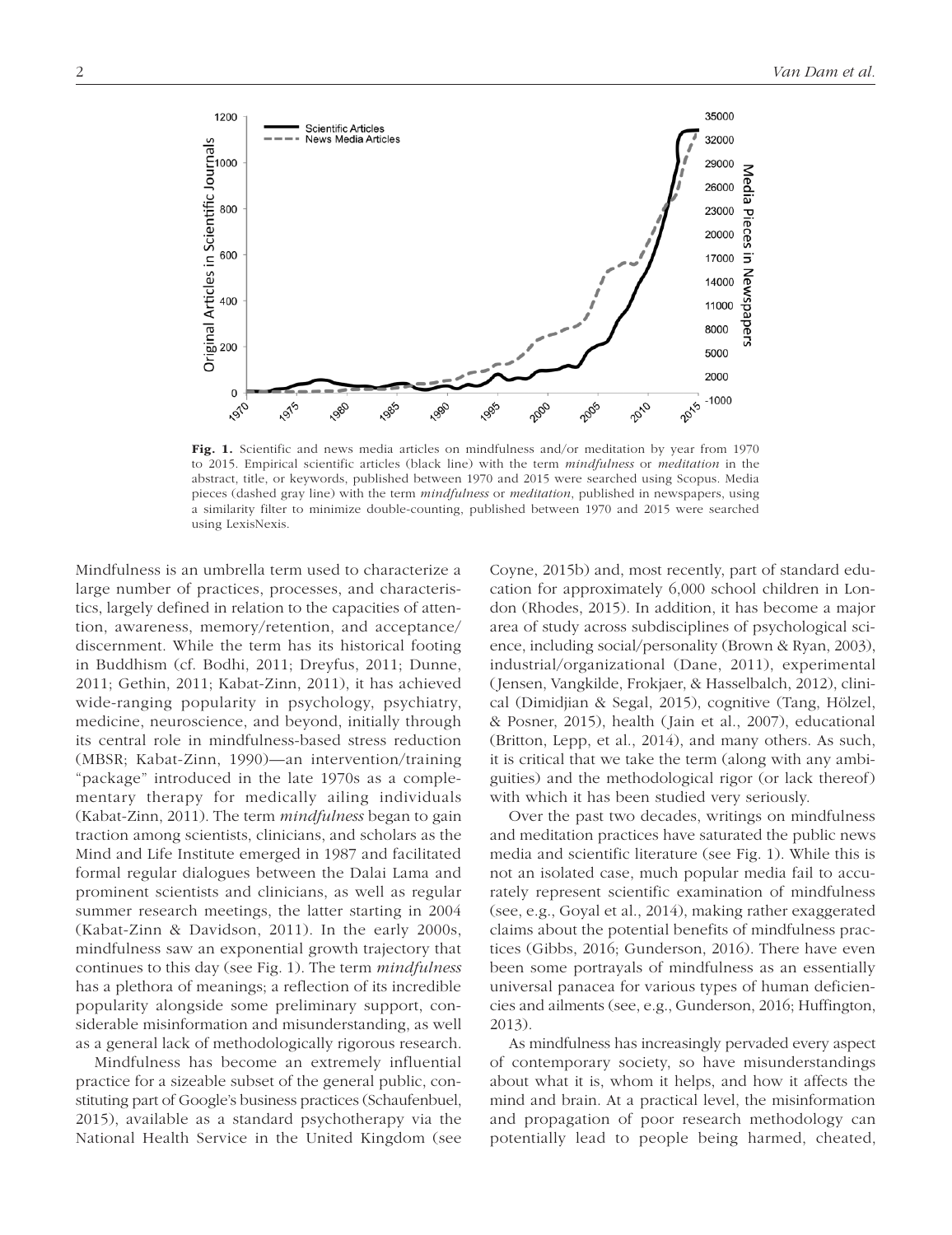**Fig. 1.** Scientific and news media articles on mindfulness and/or meditation by year from 1970 to 2015. Empirical scientific articles (black line) with the term *mindfulness* or *meditation* in the abstract, title, or keywords, published between 1970 and 2015 were searched using Scopus. Media pieces (dashed gray line) with the term *mindfulness* or *meditation*, published in newspapers, using a similarity filter to minimize double-counting, published between 1970 and 2015 were searched using LexisNexis.

Mindfulness is an umbrella term used to characterize a large number of practices, processes, and characteristics, largely defined in relation to the capacities of attention, awareness, memory/retention, and acceptance/discernment. While the term has its historical footing in Buddhism (cf. Bodhi, 2011; Dreyfus, 2011; Dunne, 2011; Gethin, 2011; Kabat-Zinn, 2011), it has achieved wide-ranging popularity in psychology, psychiatry, medicine, neuroscience, and beyond, initially through its central role in mindfulness-based stress reduction (MBSR; Kabat-Zinn, 1990)—an intervention/training "package" introduced in the late 1970s as a complementary therapy for medically ailing individuals (Kabat-Zinn, 2011). The term *mindfulness* began to gain traction among scientists, clinicians, and scholars as the Mind and Life Institute emerged in 1987 and facilitated formal regular dialogues between the Dalai Lama and prominent scientists and clinicians, as well as regular summer research meetings, the latter starting in 2004 (Kabat-Zinn & Davidson, 2011). In the early 2000s, mindfulness saw an exponential growth trajectory that continues to this day (see Fig. 1). The term *mindfulness* has a plethora of meanings; a reflection of its incredible popularity alongside some preliminary support, considerable misinformation and misunderstanding, as well as a general lack of methodologically rigorous research.

Mindfulness has become an extremely influential practice for a sizeable subset of the general public, constituting part of Google's business practices (Schaufenbuel, 2015), available as a standard psychotherapy via the National Health Service in the United Kingdom (see Coyne, 2015b) and, most recently, part of standard education for approximately 6,000 school children in London (Rhodes, 2015). In addition, it has become a major area of study across subdisciplines of psychological science, including social/personality (Brown & Ryan, 2003), industrial/organizational (Dane, 2011), experimental (Jensen, Vangkilde, Frokjaer, & Hasselbalch, 2012), clinical (Dimidjian & Segal, 2015), cognitive (Tang, Hölzel, & Posner, 2015), health (Jain et al., 2007), educational (Britton, Lepp, et al., 2014), and many others. As such, it is critical that we take the term (along with any ambiguities) and the methodological rigor (or lack thereof) with which it has been studied very seriously.

Over the past two decades, writings on mindfulness and meditation practices have saturated the public news media and scientific literature (see Fig. 1). While this is not an isolated case, much popular media fail to accurately represent scientific examination of mindfulness (see, e.g., Goyal et al., 2014), making rather exaggerated claims about the potential benefits of mindfulness practices (Gibbs, 2016; Gunderson, 2016). There have even been some portrayals of mindfulness as an essentially universal panacea for various types of human deficiencies and ailments (see, e.g., Gunderson, 2016; Huffington, 2013).

As mindfulness has increasingly pervaded every aspect of contemporary society, so have misunderstandings about what it is, whom it helps, and how it affects the mind and brain. At a practical level, the misinformation and propagation of poor research methodology can potentially lead to people being harmed, cheated,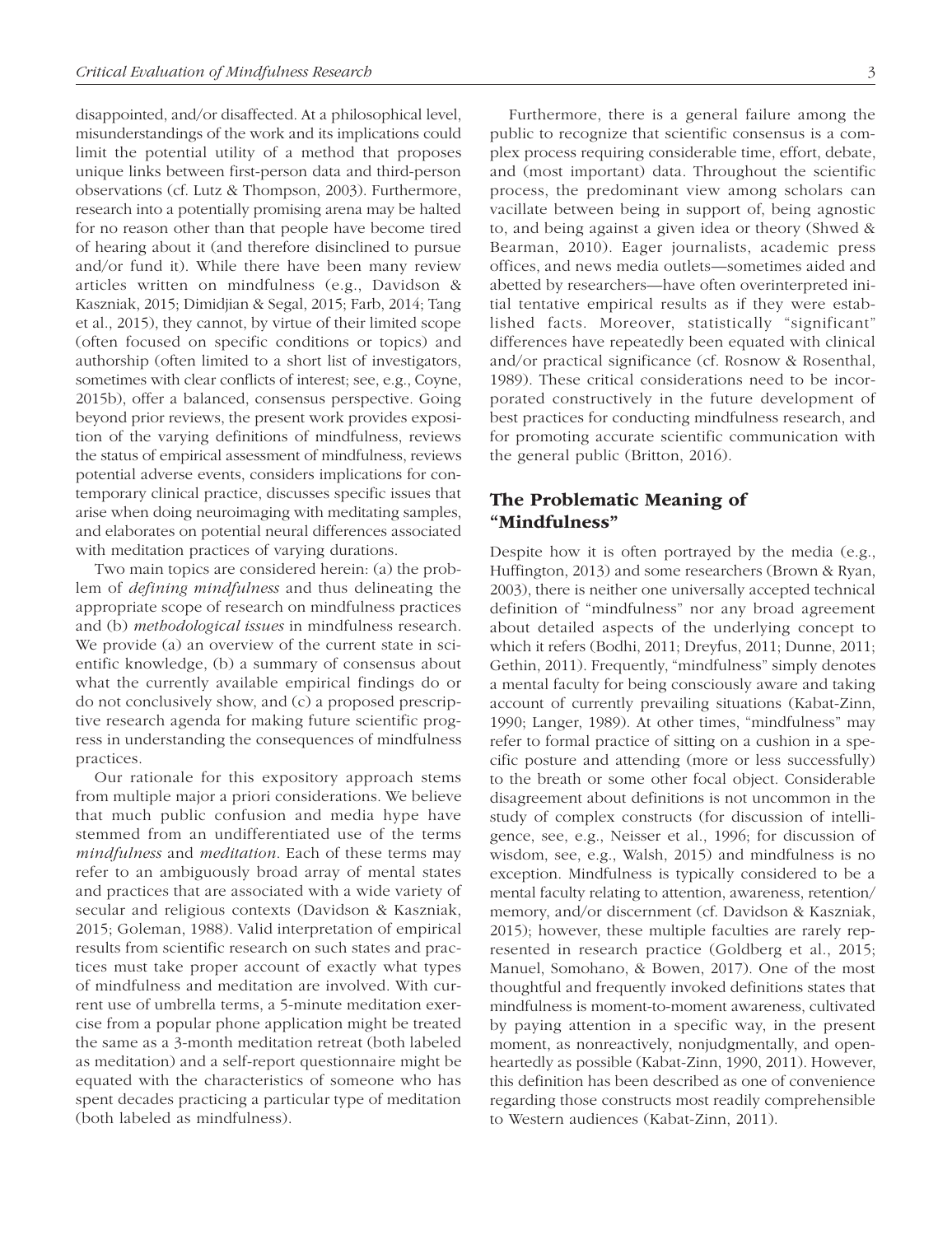disappointed, and/or disaffected. At a philosophical level, misunderstandings of the work and its implications could limit the potential utility of a method that proposes unique links between first-person data and third-person observations (cf. Lutz & Thompson, 2003). Furthermore, research into a potentially promising arena may be halted for no reason other than that people have become tired of hearing about it (and therefore disinclined to pursue and/or fund it). While there have been many review articles written on mindfulness (e.g., Davidson & Kaszniak, 2015; Dimidjian & Segal, 2015; Farb, 2014; Tang et al., 2015), they cannot, by virtue of their limited scope (often focused on specific conditions or topics) and authorship (often limited to a short list of investigators, sometimes with clear conflicts of interest; see, e.g., Coyne, 2015b), offer a balanced, consensus perspective. Going beyond prior reviews, the present work provides exposition of the varying definitions of mindfulness, reviews the status of empirical assessment of mindfulness, reviews potential adverse events, considers implications for contemporary clinical practice, discusses specific issues that arise when doing neuroimaging with meditating samples, and elaborates on potential neural differences associated with meditation practices of varying durations.

Two main topics are considered herein: (a) the problem of *defining mindfulness* and thus delineating the appropriate scope of research on mindfulness practices and (b) *methodological issues* in mindfulness research. We provide (a) an overview of the current state in scientific knowledge, (b) a summary of consensus about what the currently available empirical findings do or do not conclusively show, and (c) a proposed prescriptive research agenda for making future scientific progress in understanding the consequences of mindfulness practices.

Our rationale for this expository approach stems from multiple major a priori considerations. We believe that much public confusion and media hype have stemmed from an undifferentiated use of the terms *mindfulness* and *meditation*. Each of these terms may refer to an ambiguously broad array of mental states and practices that are associated with a wide variety of secular and religious contexts (Davidson & Kaszniak, 2015; Goleman, 1988). Valid interpretation of empirical results from scientific research on such states and practices must take proper account of exactly what types of mindfulness and meditation are involved. With current use of umbrella terms, a 5-minute meditation exercise from a popular phone application might be treated the same as a 3-month meditation retreat (both labeled as meditation) and a self-report questionnaire might be equated with the characteristics of someone who has spent decades practicing a particular type of meditation (both labeled as mindfulness).

Furthermore, there is a general failure among the public to recognize that scientific consensus is a complex process requiring considerable time, effort, debate, and (most important) data. Throughout the scientific process, the predominant view among scholars can vacillate between being in support of, being agnostic to, and being against a given idea or theory (Shwed & Bearman, 2010). Eager journalists, academic press offices, and news media outlets—sometimes aided and abetted by researchers—have often overinterpreted initial tentative empirical results as if they were established facts. Moreover, statistically "significant" differences have repeatedly been equated with clinical and/or practical significance (cf. Rosnow & Rosenthal, 1989). These critical considerations need to be incorporated constructively in the future development of best practices for conducting mindfulness research, and for promoting accurate scientific communication with the general public (Britton, 2016).

## The Problematic Meaning of "Mindfulness"

Despite how it is often portrayed by the media (e.g., Huffington, 2013) and some researchers (Brown & Ryan, 2003), there is neither one universally accepted technical definition of "mindfulness" nor any broad agreement about detailed aspects of the underlying concept to which it refers (Bodhi, 2011; Dreyfus, 2011; Dunne, 2011; Gethin, 2011). Frequently, "mindfulness" simply denotes a mental faculty for being consciously aware and taking account of currently prevailing situations (Kabat-Zinn, 1990; Langer, 1989). At other times, "mindfulness" may refer to formal practice of sitting on a cushion in a specific posture and attending (more or less successfully) to the breath or some other focal object. Considerable disagreement about definitions is not uncommon in the study of complex constructs (for discussion of intelligence, see, e.g., Neisser et al., 1996; for discussion of wisdom, see, e.g., Walsh, 2015) and mindfulness is no exception. Mindfulness is typically considered to be a mental faculty relating to attention, awareness, retention/memory, and/or discernment (cf. Davidson & Kaszniak, 2015); however, these multiple faculties are rarely represented in research practice (Goldberg et al., 2015; Manuel, Somohano, & Bowen, 2017). One of the most thoughtful and frequently invoked definitions states that mindfulness is moment-to-moment awareness, cultivated by paying attention in a specific way, in the present moment, as nonreactively, nonjudgmentally, and openheartedly as possible (Kabat-Zinn, 1990, 2011). However, this definition has been described as one of convenience regarding those constructs most readily comprehensible to Western audiences (Kabat-Zinn, 2011).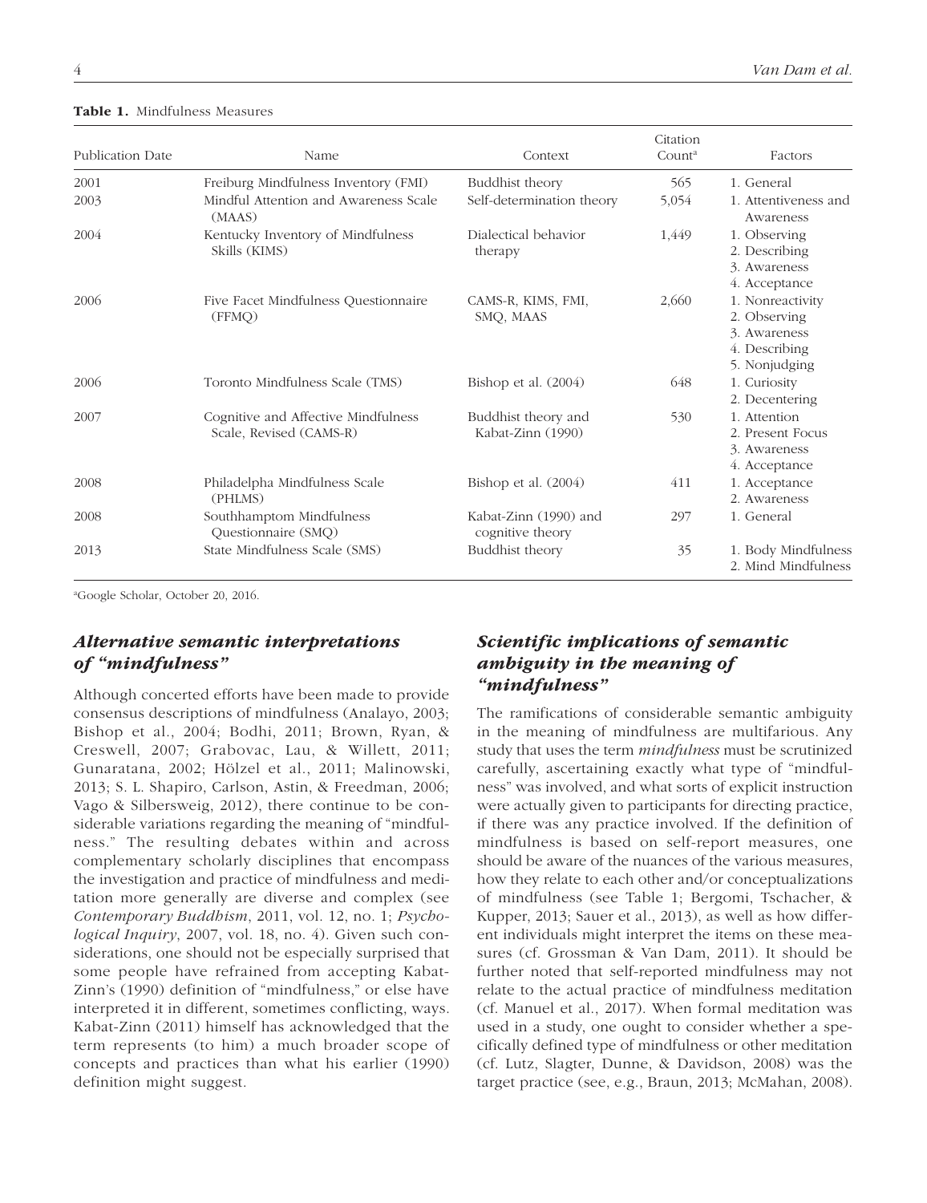**Table 1.** Mindfulness Measures

| Publication Date | Name | Context | Citation Count[a] | Factors |
|---|---|---|---|---|
| 2001 | Freiburg Mindfulness Inventory (FMI) | Buddhist theory | 565 | 1. General |
| 2003 | Mindful Attention and Awareness Scale (MAAS) | Self-determination theory | 5,054 | 1. Attentiveness and Awareness |
| 2004 | Kentucky Inventory of Mindfulness Skills (KIMS) | Dialectical behavior therapy | 1,449 | 1. Observing<br>2. Describing<br>3. Awareness<br>4. Acceptance |
| 2006 | Five Facet Mindfulness Questionnaire (FFMQ) | CAMS-R, KIMS, FMI, SMQ, MAAS | 2,660 | 1. Nonreactivity<br>2. Observing<br>3. Awareness<br>4. Describing<br>5. Nonjudging |
| 2006 | Toronto Mindfulness Scale (TMS) | Bishop et al. (2004) | 648 | 1. Curiosity<br>2. Decentering |
| 2007 | Cognitive and Affective Mindfulness Scale, Revised (CAMS-R) | Buddhist theory and Kabat-Zinn (1990) | 530 | 1. Attention<br>2. Present Focus<br>3. Awareness<br>4. Acceptance |
| 2008 | Philadelpha Mindfulness Scale (PHLMS) | Bishop et al. (2004) | 411 | 1. Acceptance<br>2. Awareness |
| 2008 | Southhamptom Mindfulness Questionnaire (SMQ) | Kabat-Zinn (1990) and cognitive theory | 297 | 1. General |
| 2013 | State Mindfulness Scale (SMS) | Buddhist theory | 35 | 1. Body Mindfulness<br>2. Mind Mindfulness |

[a]Google Scholar, October 20, 2016.

### *Alternative semantic interpretations of "mindfulness"*

Although concerted efforts have been made to provide consensus descriptions of mindfulness (Analayo, 2003; Bishop et al., 2004; Bodhi, 2011; Brown, Ryan, & Creswell, 2007; Grabovac, Lau, & Willett, 2011; Gunaratana, 2002; Hölzel et al., 2011; Malinowski, 2013; S. L. Shapiro, Carlson, Astin, & Freedman, 2006; Vago & Silbersweig, 2012), there continue to be considerable variations regarding the meaning of "mindfulness." The resulting debates within and across complementary scholarly disciplines that encompass the investigation and practice of mindfulness and meditation more generally are diverse and complex (see *Contemporary Buddhism*, 2011, vol. 12, no. 1; *Psychological Inquiry*, 2007, vol. 18, no. 4). Given such considerations, one should not be especially surprised that some people have refrained from accepting Kabat-Zinn's (1990) definition of "mindfulness," or else have interpreted it in different, sometimes conflicting, ways. Kabat-Zinn (2011) himself has acknowledged that the term represents (to him) a much broader scope of concepts and practices than what his earlier (1990) definition might suggest.

### *Scientific implications of semantic ambiguity in the meaning of "mindfulness"*

The ramifications of considerable semantic ambiguity in the meaning of mindfulness are multifarious. Any study that uses the term *mindfulness* must be scrutinized carefully, ascertaining exactly what type of "mindfulness" was involved, and what sorts of explicit instruction were actually given to participants for directing practice, if there was any practice involved. If the definition of mindfulness is based on self-report measures, one should be aware of the nuances of the various measures, how they relate to each other and/or conceptualizations of mindfulness (see Table 1; Bergomi, Tschacher, & Kupper, 2013; Sauer et al., 2013), as well as how different individuals might interpret the items on these measures (cf. Grossman & Van Dam, 2011). It should be further noted that self-reported mindfulness may not relate to the actual practice of mindfulness meditation (cf. Manuel et al., 2017). When formal meditation was used in a study, one ought to consider whether a specifically defined type of mindfulness or other meditation (cf. Lutz, Slagter, Dunne, & Davidson, 2008) was the target practice (see, e.g., Braun, 2013; McMahan, 2008).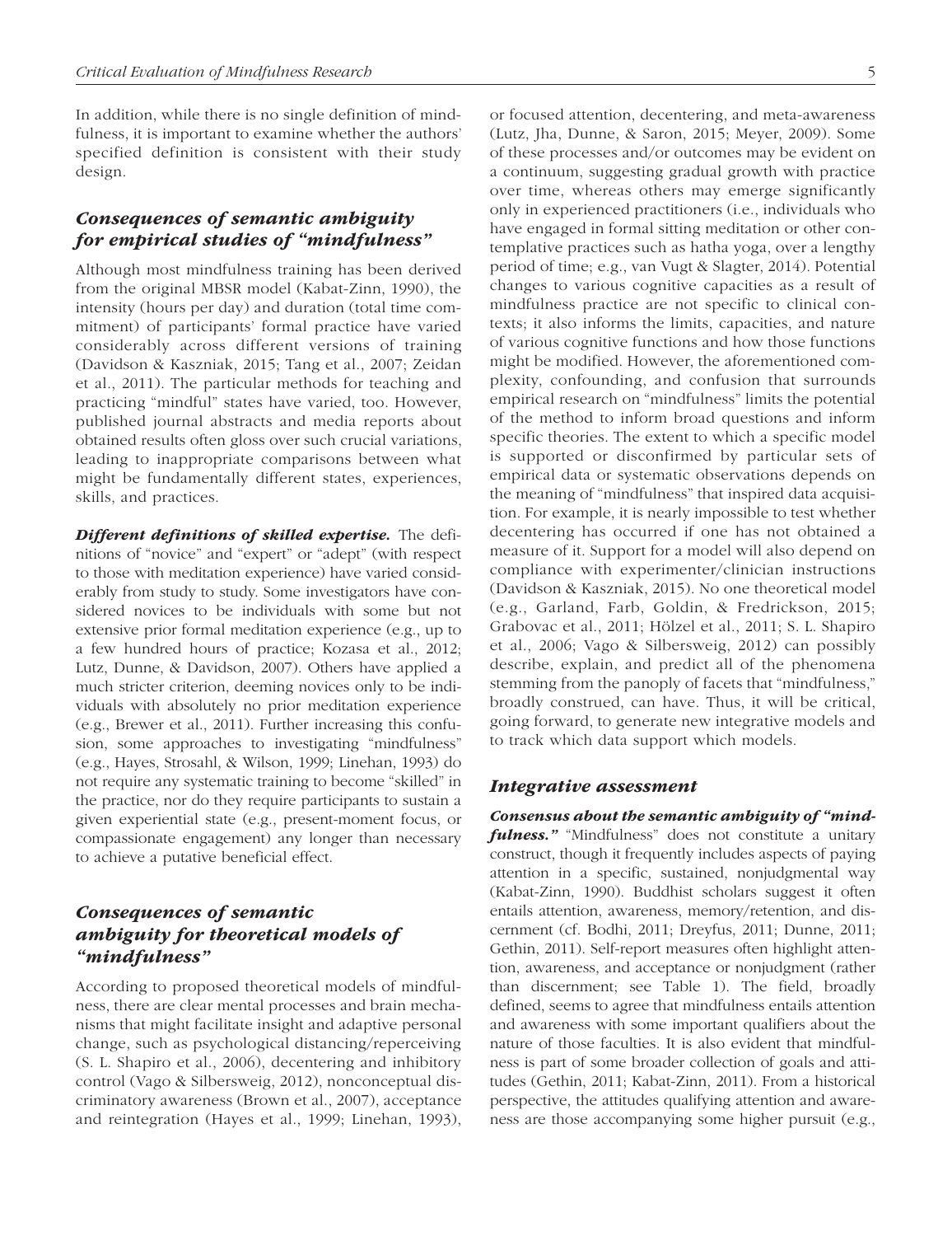In addition, while there is no single definition of mindfulness, it is important to examine whether the authors' specified definition is consistent with their study design.

### *Consequences of semantic ambiguity for empirical studies of "mindfulness"*

Although most mindfulness training has been derived from the original MBSR model (Kabat-Zinn, 1990), the intensity (hours per day) and duration (total time commitment) of participants' formal practice have varied considerably across different versions of training (Davidson & Kaszniak, 2015; Tang et al., 2007; Zeidan et al., 2011). The particular methods for teaching and practicing "mindful" states have varied, too. However, published journal abstracts and media reports about obtained results often gloss over such crucial variations, leading to inappropriate comparisons between what might be fundamentally different states, experiences, skills, and practices.

***Different definitions of skilled expertise.*** The definitions of "novice" and "expert" or "adept" (with respect to those with meditation experience) have varied considerably from study to study. Some investigators have considered novices to be individuals with some but not extensive prior formal meditation experience (e.g., up to a few hundred hours of practice; Kozasa et al., 2012; Lutz, Dunne, & Davidson, 2007). Others have applied a much stricter criterion, deeming novices only to be individuals with absolutely no prior meditation experience (e.g., Brewer et al., 2011). Further increasing this confusion, some approaches to investigating "mindfulness" (e.g., Hayes, Strosahl, & Wilson, 1999; Linehan, 1993) do not require any systematic training to become "skilled" in the practice, nor do they require participants to sustain a given experiential state (e.g., present-moment focus, or compassionate engagement) any longer than necessary to achieve a putative beneficial effect.

### *Consequences of semantic ambiguity for theoretical models of "mindfulness"*

According to proposed theoretical models of mindfulness, there are clear mental processes and brain mechanisms that might facilitate insight and adaptive personal change, such as psychological distancing/reperceiving (S. L. Shapiro et al., 2006), decentering and inhibitory control (Vago & Silbersweig, 2012), nonconceptual discriminatory awareness (Brown et al., 2007), acceptance and reintegration (Hayes et al., 1999; Linehan, 1993), or focused attention, decentering, and meta-awareness (Lutz, Jha, Dunne, & Saron, 2015; Meyer, 2009). Some of these processes and/or outcomes may be evident on a continuum, suggesting gradual growth with practice over time, whereas others may emerge significantly only in experienced practitioners (i.e., individuals who have engaged in formal sitting meditation or other contemplative practices such as hatha yoga, over a lengthy period of time; e.g., van Vugt & Slagter, 2014). Potential changes to various cognitive capacities as a result of mindfulness practice are not specific to clinical contexts; it also informs the limits, capacities, and nature of various cognitive functions and how those functions might be modified. However, the aforementioned complexity, confounding, and confusion that surrounds empirical research on "mindfulness" limits the potential of the method to inform broad questions and inform specific theories. The extent to which a specific model is supported or disconfirmed by particular sets of empirical data or systematic observations depends on the meaning of "mindfulness" that inspired data acquisition. For example, it is nearly impossible to test whether decentering has occurred if one has not obtained a measure of it. Support for a model will also depend on compliance with experimenter/clinician instructions (Davidson & Kaszniak, 2015). No one theoretical model (e.g., Garland, Farb, Goldin, & Fredrickson, 2015; Grabovac et al., 2011; Hölzel et al., 2011; S. L. Shapiro et al., 2006; Vago & Silbersweig, 2012) can possibly describe, explain, and predict all of the phenomena stemming from the panoply of facets that "mindfulness," broadly construed, can have. Thus, it will be critical, going forward, to generate new integrative models and to track which data support which models.

### *Integrative assessment*

***Consensus about the semantic ambiguity of "mindfulness."*** "Mindfulness" does not constitute a unitary construct, though it frequently includes aspects of paying attention in a specific, sustained, nonjudgmental way (Kabat-Zinn, 1990). Buddhist scholars suggest it often entails attention, awareness, memory/retention, and discernment (cf. Bodhi, 2011; Dreyfus, 2011; Dunne, 2011; Gethin, 2011). Self-report measures often highlight attention, awareness, and acceptance or nonjudgment (rather than discernment; see Table 1). The field, broadly defined, seems to agree that mindfulness entails attention and awareness with some important qualifiers about the nature of those faculties. It is also evident that mindfulness is part of some broader collection of goals and attitudes (Gethin, 2011; Kabat-Zinn, 2011). From a historical perspective, the attitudes qualifying attention and awareness are those accompanying some higher pursuit (e.g.,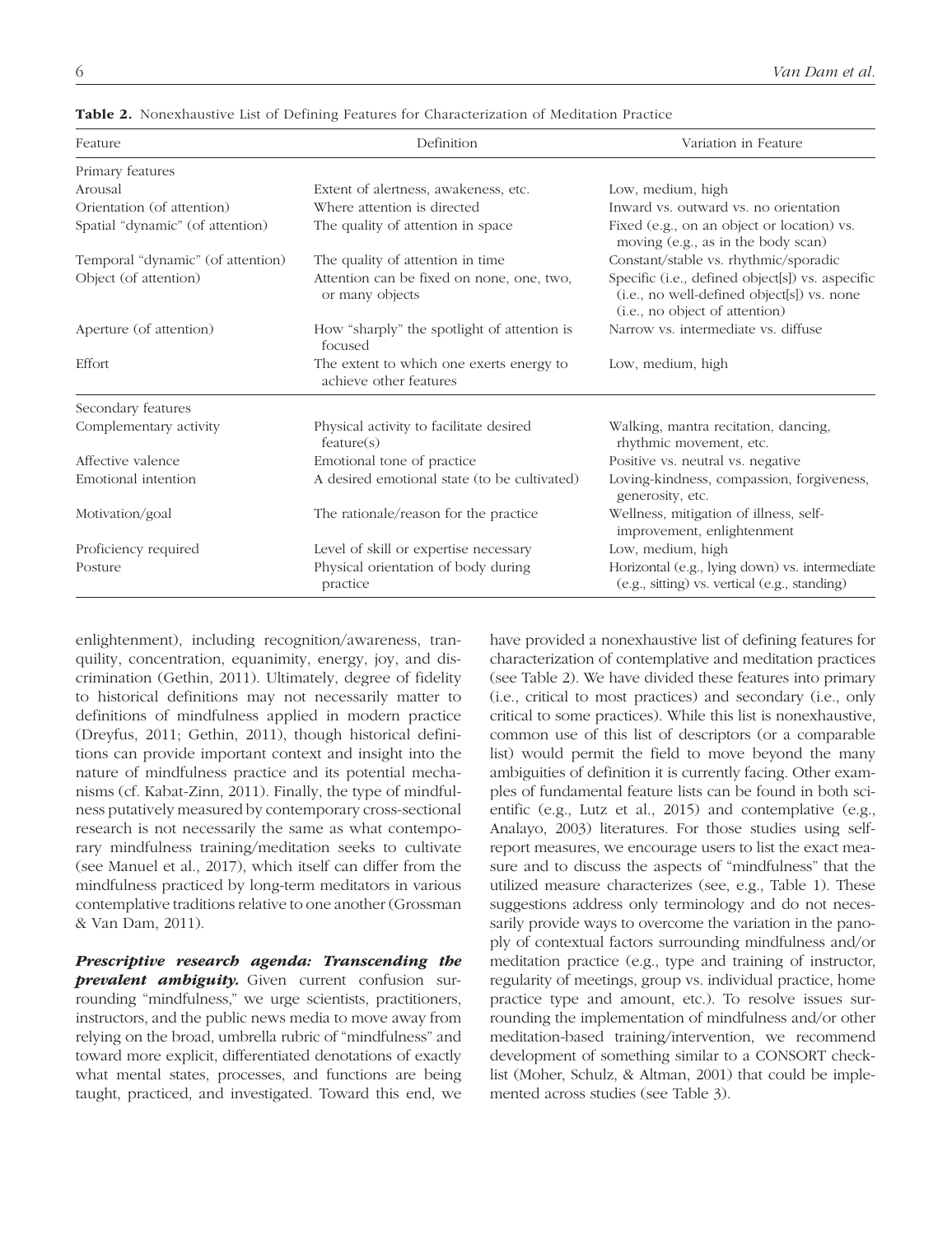**Table 2.** Nonexhaustive List of Defining Features for Characterization of Meditation Practice

| Feature | Definition | Variation in Feature |
|---|---|---|
| Primary features | | |
| Arousal | Extent of alertness, awakeness, etc. | Low, medium, high |
| Orientation (of attention) | Where attention is directed | Inward vs. outward vs. no orientation |
| Spatial "dynamic" (of attention) | The quality of attention in space | Fixed (e.g., on an object or location) vs. moving (e.g., as in the body scan) |
| Temporal "dynamic" (of attention) | The quality of attention in time | Constant/stable vs. rhythmic/sporadic |
| Object (of attention) | Attention can be fixed on none, one, two, or many objects | Specific (i.e., defined object[s]) vs. aspecific (i.e., no well-defined object[s]) vs. none (i.e., no object of attention) |
| Aperture (of attention) | How "sharply" the spotlight of attention is focused | Narrow vs. intermediate vs. diffuse |
| Effort | The extent to which one exerts energy to achieve other features | Low, medium, high |
| Secondary features | | |
| Complementary activity | Physical activity to facilitate desired feature(s) | Walking, mantra recitation, dancing, rhythmic movement, etc. |
| Affective valence | Emotional tone of practice | Positive vs. neutral vs. negative |
| Emotional intention | A desired emotional state (to be cultivated) | Loving-kindness, compassion, forgiveness, generosity, etc. |
| Motivation/goal | The rationale/reason for the practice | Wellness, mitigation of illness, self-improvement, enlightenment |
| Proficiency required | Level of skill or expertise necessary | Low, medium, high |
| Posture | Physical orientation of body during practice | Horizontal (e.g., lying down) vs. intermediate (e.g., sitting) vs. vertical (e.g., standing) |

enlightenment), including recognition/awareness, tranquility, concentration, equanimity, energy, joy, and discrimination (Gethin, 2011). Ultimately, degree of fidelity to historical definitions may not necessarily matter to definitions of mindfulness applied in modern practice (Dreyfus, 2011; Gethin, 2011), though historical definitions can provide important context and insight into the nature of mindfulness practice and its potential mechanisms (cf. Kabat-Zinn, 2011). Finally, the type of mindfulness putatively measured by contemporary cross-sectional research is not necessarily the same as what contemporary mindfulness training/meditation seeks to cultivate (see Manuel et al., 2017), which itself can differ from the mindfulness practiced by long-term meditators in various contemplative traditions relative to one another (Grossman & Van Dam, 2011).

***Prescriptive research agenda: Transcending the prevalent ambiguity.*** Given current confusion surrounding "mindfulness," we urge scientists, practitioners, instructors, and the public news media to move away from relying on the broad, umbrella rubric of "mindfulness" and toward more explicit, differentiated denotations of exactly what mental states, processes, and functions are being taught, practiced, and investigated. Toward this end, we have provided a nonexhaustive list of defining features for characterization of contemplative and meditation practices (see Table 2). We have divided these features into primary (i.e., critical to most practices) and secondary (i.e., only critical to some practices). While this list is nonexhaustive, common use of this list of descriptors (or a comparable list) would permit the field to move beyond the many ambiguities of definition it is currently facing. Other examples of fundamental feature lists can be found in both scientific (e.g., Lutz et al., 2015) and contemplative (e.g., Analayo, 2003) literatures. For those studies using self-report measures, we encourage users to list the exact measure and to discuss the aspects of "mindfulness" that the utilized measure characterizes (see, e.g., Table 1). These suggestions address only terminology and do not necessarily provide ways to overcome the variation in the panoply of contextual factors surrounding mindfulness and/or meditation practice (e.g., type and training of instructor, regularity of meetings, group vs. individual practice, home practice type and amount, etc.). To resolve issues surrounding the implementation of mindfulness and/or other meditation-based training/intervention, we recommend development of something similar to a CONSORT checklist (Moher, Schulz, & Altman, 2001) that could be implemented across studies (see Table 3).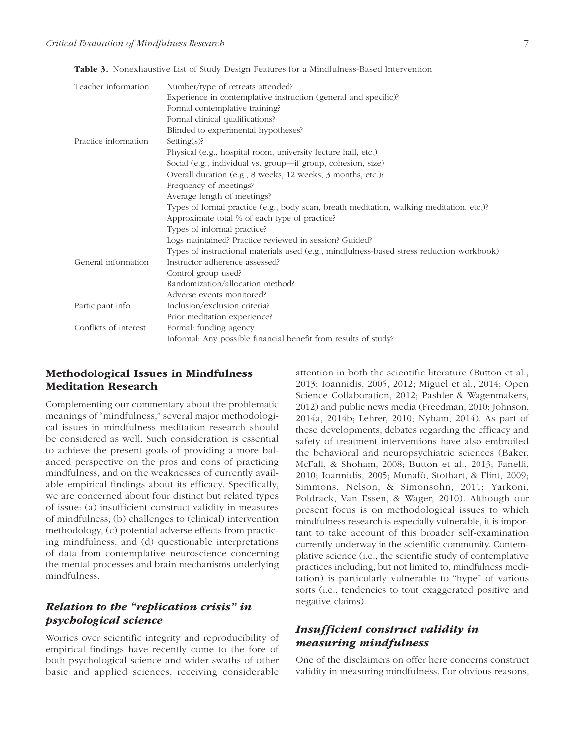**Table 3.** Nonexhaustive List of Study Design Features for a Mindfulness-Based Intervention

| | |
|---|---|
| Teacher information | Number/type of retreats attended? |
| | Experience in contemplative instruction (general and specific)? |
| | Formal contemplative training? |
| | Formal clinical qualifications? |
| | Blinded to experimental hypotheses? |
| Practice information | Setting(s)? |
| | Physical (e.g., hospital room, university lecture hall, etc.) |
| | Social (e.g., individual vs. group—if group, cohesion, size) |
| | Overall duration (e.g., 8 weeks, 12 weeks, 3 months, etc.)? |
| | Frequency of meetings? |
| | Average length of meetings? |
| | Types of formal practice (e.g., body scan, breath meditation, walking meditation, etc.)? |
| | Approximate total % of each type of practice? |
| | Types of informal practice? |
| | Logs maintained? Practice reviewed in session? Guided? |
| | Types of instructional materials used (e.g., mindfulness-based stress reduction workbook) |
| General information | Instructor adherence assessed? |
| | Control group used? |
| | Randomization/allocation method? |
| | Adverse events monitored? |
| Participant info | Inclusion/exclusion criteria? |
| | Prior meditation experience? |
| Conflicts of interest | Formal: funding agency |
| | Informal: Any possible financial benefit from results of study? |

## Methodological Issues in Mindfulness Meditation Research

Complementing our commentary about the problematic meanings of "mindfulness," several major methodological issues in mindfulness meditation research should be considered as well. Such consideration is essential to achieve the present goals of providing a more balanced perspective on the pros and cons of practicing mindfulness, and on the weaknesses of currently available empirical findings about its efficacy. Specifically, we are concerned about four distinct but related types of issue: (a) insufficient construct validity in measures of mindfulness, (b) challenges to (clinical) intervention methodology, (c) potential adverse effects from practicing mindfulness, and (d) questionable interpretations of data from contemplative neuroscience concerning the mental processes and brain mechanisms underlying mindfulness.

### *Relation to the "replication crisis" in psychological science*

Worries over scientific integrity and reproducibility of empirical findings have recently come to the fore of both psychological science and wider swaths of other basic and applied sciences, receiving considerable attention in both the scientific literature (Button et al., 2013; Ioannidis, 2005, 2012; Miguel et al., 2014; Open Science Collaboration, 2012; Pashler & Wagenmakers, 2012) and public news media (Freedman, 2010; Johnson, 2014a, 2014b; Lehrer, 2010; Nyham, 2014). As part of these developments, debates regarding the efficacy and safety of treatment interventions have also embroiled the behavioral and neuropsychiatric sciences (Baker, McFall, & Shoham, 2008; Button et al., 2013; Fanelli, 2010; Ioannidis, 2005; Munafò, Stothart, & Flint, 2009; Simmons, Nelson, & Simonsohn, 2011; Yarkoni, Poldrack, Van Essen, & Wager, 2010). Although our present focus is on methodological issues to which mindfulness research is especially vulnerable, it is important to take account of this broader self-examination currently underway in the scientific community. Contemplative science (i.e., the scientific study of contemplative practices including, but not limited to, mindfulness meditation) is particularly vulnerable to "hype" of various sorts (i.e., tendencies to tout exaggerated positive and negative claims).

### *Insufficient construct validity in measuring mindfulness*

One of the disclaimers on offer here concerns construct validity in measuring mindfulness. For obvious reasons,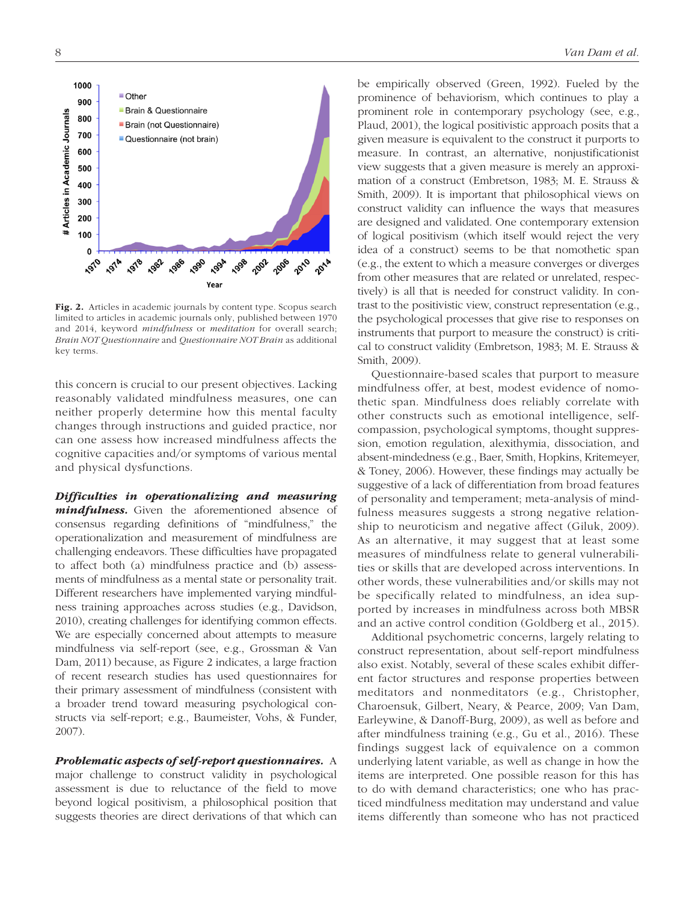**Fig. 2.** Articles in academic journals by content type. Scopus search limited to articles in academic journals only, published between 1970 and 2014, keyword *mindfulness* or *meditation* for overall search; *Brain NOT Questionnaire* and *Questionnaire NOT Brain* as additional key terms.

this concern is crucial to our present objectives. Lacking reasonably validated mindfulness measures, one can neither properly determine how this mental faculty changes through instructions and guided practice, nor can one assess how increased mindfulness affects the cognitive capacities and/or symptoms of various mental and physical dysfunctions.

***Difficulties in operationalizing and measuring mindfulness.*** Given the aforementioned absence of consensus regarding definitions of "mindfulness," the operationalization and measurement of mindfulness are challenging endeavors. These difficulties have propagated to affect both (a) mindfulness practice and (b) assessments of mindfulness as a mental state or personality trait. Different researchers have implemented varying mindfulness training approaches across studies (e.g., Davidson, 2010), creating challenges for identifying common effects. We are especially concerned about attempts to measure mindfulness via self-report (see, e.g., Grossman & Van Dam, 2011) because, as Figure 2 indicates, a large fraction of recent research studies has used questionnaires for their primary assessment of mindfulness (consistent with a broader trend toward measuring psychological constructs via self-report; e.g., Baumeister, Vohs, & Funder, 2007).

***Problematic aspects of self-report questionnaires.*** A major challenge to construct validity in psychological assessment is due to reluctance of the field to move beyond logical positivism, a philosophical position that suggests theories are direct derivations of that which can be empirically observed (Green, 1992). Fueled by the prominence of behaviorism, which continues to play a prominent role in contemporary psychology (see, e.g., Plaud, 2001), the logical positivistic approach posits that a given measure is equivalent to the construct it purports to measure. In contrast, an alternative, nonjustificationist view suggests that a given measure is merely an approximation of a construct (Embretson, 1983; M. E. Strauss & Smith, 2009). It is important that philosophical views on construct validity can influence the ways that measures are designed and validated. One contemporary extension of logical positivism (which itself would reject the very idea of a construct) seems to be that nomothetic span (e.g., the extent to which a measure converges or diverges from other measures that are related or unrelated, respectively) is all that is needed for construct validity. In contrast to the positivistic view, construct representation (e.g., the psychological processes that give rise to responses on instruments that purport to measure the construct) is critical to construct validity (Embretson, 1983; M. E. Strauss & Smith, 2009).

Questionnaire-based scales that purport to measure mindfulness offer, at best, modest evidence of nomothetic span. Mindfulness does reliably correlate with other constructs such as emotional intelligence, self-compassion, psychological symptoms, thought suppression, emotion regulation, alexithymia, dissociation, and absent-mindedness (e.g., Baer, Smith, Hopkins, Kritemeyer, & Toney, 2006). However, these findings may actually be suggestive of a lack of differentiation from broad features of personality and temperament; meta-analysis of mindfulness measures suggests a strong negative relationship to neuroticism and negative affect (Giluk, 2009). As an alternative, it may suggest that at least some measures of mindfulness relate to general vulnerabilities or skills that are developed across interventions. In other words, these vulnerabilities and/or skills may not be specifically related to mindfulness, an idea supported by increases in mindfulness across both MBSR and an active control condition (Goldberg et al., 2015).

Additional psychometric concerns, largely relating to construct representation, about self-report mindfulness also exist. Notably, several of these scales exhibit different factor structures and response properties between meditators and nonmeditators (e.g., Christopher, Charoensuk, Gilbert, Neary, & Pearce, 2009; Van Dam, Earleywine, & Danoff-Burg, 2009), as well as before and after mindfulness training (e.g., Gu et al., 2016). These findings suggest lack of equivalence on a common underlying latent variable, as well as change in how the items are interpreted. One possible reason for this has to do with demand characteristics; one who has practiced mindfulness meditation may understand and value items differently than someone who has not practiced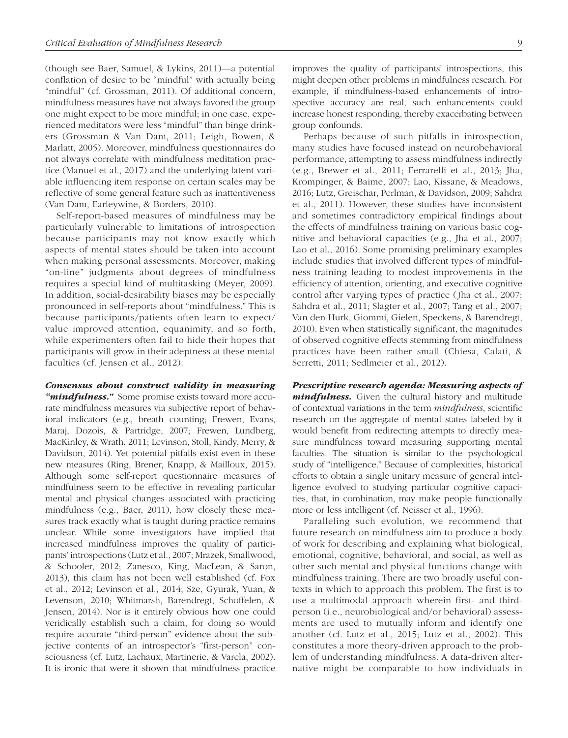(though see Baer, Samuel, & Lykins, 2011)—a potential conflation of desire to be "mindful" with actually being "mindful" (cf. Grossman, 2011). Of additional concern, mindfulness measures have not always favored the group one might expect to be more mindful; in one case, experienced meditators were less "mindful" than binge drinkers (Grossman & Van Dam, 2011; Leigh, Bowen, & Marlatt, 2005). Moreover, mindfulness questionnaires do not always correlate with mindfulness meditation practice (Manuel et al., 2017) and the underlying latent variable influencing item response on certain scales may be reflective of some general feature such as inattentiveness (Van Dam, Earleywine, & Borders, 2010).

Self-report-based measures of mindfulness may be particularly vulnerable to limitations of introspection because participants may not know exactly which aspects of mental states should be taken into account when making personal assessments. Moreover, making "on-line" judgments about degrees of mindfulness requires a special kind of multitasking (Meyer, 2009). In addition, social-desirability biases may be especially pronounced in self-reports about "mindfulness." This is because participants/patients often learn to expect/value improved attention, equanimity, and so forth, while experimenters often fail to hide their hopes that participants will grow in their adeptness at these mental faculties (cf. Jensen et al., 2012).

***Consensus about construct validity in measuring "mindfulness."*** Some promise exists toward more accurate mindfulness measures via subjective report of behavioral indicators (e.g., breath counting; Frewen, Evans, Maraj, Dozois, & Partridge, 2007; Frewen, Lundberg, MacKinley, & Wrath, 2011; Levinson, Stoll, Kindy, Merry, & Davidson, 2014). Yet potential pitfalls exist even in these new measures (Ring, Brener, Knapp, & Mailloux, 2015). Although some self-report questionnaire measures of mindfulness seem to be effective in revealing particular mental and physical changes associated with practicing mindfulness (e.g., Baer, 2011), how closely these measures track exactly what is taught during practice remains unclear. While some investigators have implied that increased mindfulness improves the quality of participants' introspections (Lutz et al., 2007; Mrazek, Smallwood, & Schooler, 2012; Zanesco, King, MacLean, & Saron, 2013), this claim has not been well established (cf. Fox et al., 2012; Levinson et al., 2014; Sze, Gyurak, Yuan, & Levenson, 2010; Whitmarsh, Barendregt, Schoffelen, & Jensen, 2014). Nor is it entirely obvious how one could veridically establish such a claim, for doing so would require accurate "third-person" evidence about the subjective contents of an introspector's "first-person" consciousness (cf. Lutz, Lachaux, Martinerie, & Varela, 2002). It is ironic that were it shown that mindfulness practice improves the quality of participants' introspections, this might deepen other problems in mindfulness research. For example, if mindfulness-based enhancements of introspective accuracy are real, such enhancements could increase honest responding, thereby exacerbating between group confounds.

Perhaps because of such pitfalls in introspection, many studies have focused instead on neurobehavioral performance, attempting to assess mindfulness indirectly (e.g., Brewer et al., 2011; Ferrarelli et al., 2013; Jha, Krompinger, & Baime, 2007; Lao, Kissane, & Meadows, 2016; Lutz, Greischar, Perlman, & Davidson, 2009; Sahdra et al., 2011). However, these studies have inconsistent and sometimes contradictory empirical findings about the effects of mindfulness training on various basic cognitive and behavioral capacities (e.g., Jha et al., 2007; Lao et al., 2016). Some promising preliminary examples include studies that involved different types of mindfulness training leading to modest improvements in the efficiency of attention, orienting, and executive cognitive control after varying types of practice (Jha et al., 2007; Sahdra et al., 2011; Slagter et al., 2007; Tang et al., 2007; Van den Hurk, Giommi, Gielen, Speckens, & Barendregt, 2010). Even when statistically significant, the magnitudes of observed cognitive effects stemming from mindfulness practices have been rather small (Chiesa, Calati, & Serretti, 2011; Sedlmeier et al., 2012).

***Prescriptive research agenda: Measuring aspects of mindfulness.*** Given the cultural history and multitude of contextual variations in the term *mindfulness*, scientific research on the aggregate of mental states labeled by it would benefit from redirecting attempts to directly measure mindfulness toward measuring supporting mental faculties. The situation is similar to the psychological study of "intelligence." Because of complexities, historical efforts to obtain a single unitary measure of general intelligence evolved to studying particular cognitive capacities, that, in combination, may make people functionally more or less intelligent (cf. Neisser et al., 1996).

Paralleling such evolution, we recommend that future research on mindfulness aim to produce a body of work for describing and explaining what biological, emotional, cognitive, behavioral, and social, as well as other such mental and physical functions change with mindfulness training. There are two broadly useful contexts in which to approach this problem. The first is to use a multimodal approach wherein first- and third-person (i.e., neurobiological and/or behavioral) assessments are used to mutually inform and identify one another (cf. Lutz et al., 2015; Lutz et al., 2002). This constitutes a more theory-driven approach to the problem of understanding mindfulness. A data-driven alternative might be comparable to how individuals in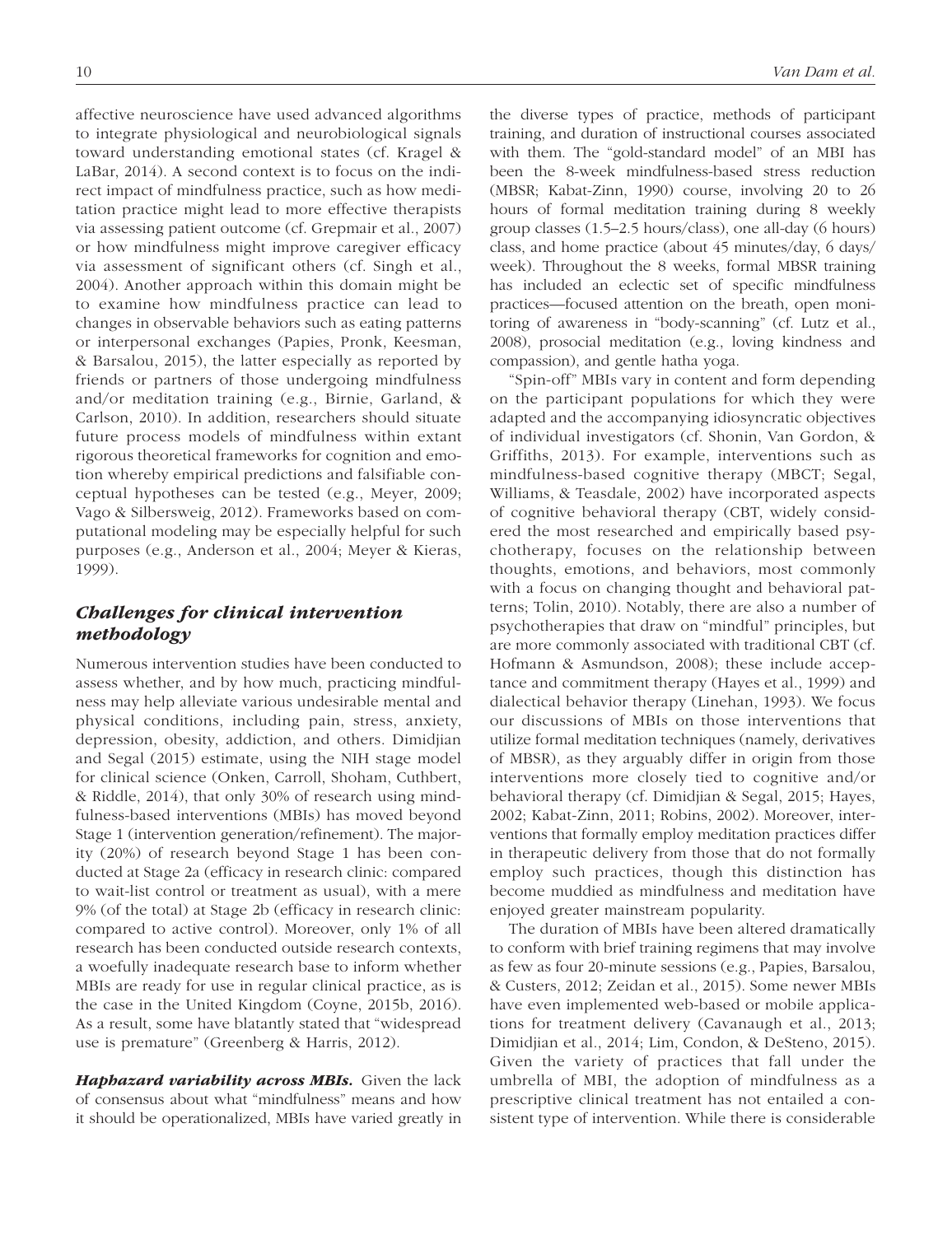affective neuroscience have used advanced algorithms to integrate physiological and neurobiological signals toward understanding emotional states (cf. Kragel & LaBar, 2014). A second context is to focus on the indirect impact of mindfulness practice, such as how meditation practice might lead to more effective therapists via assessing patient outcome (cf. Grepmair et al., 2007) or how mindfulness might improve caregiver efficacy via assessment of significant others (cf. Singh et al., 2004). Another approach within this domain might be to examine how mindfulness practice can lead to changes in observable behaviors such as eating patterns or interpersonal exchanges (Papies, Pronk, Keesman, & Barsalou, 2015), the latter especially as reported by friends or partners of those undergoing mindfulness and/or meditation training (e.g., Birnie, Garland, & Carlson, 2010). In addition, researchers should situate future process models of mindfulness within extant rigorous theoretical frameworks for cognition and emotion whereby empirical predictions and falsifiable conceptual hypotheses can be tested (e.g., Meyer, 2009; Vago & Silbersweig, 2012). Frameworks based on computational modeling may be especially helpful for such purposes (e.g., Anderson et al., 2004; Meyer & Kieras, 1999).

## *Challenges for clinical intervention methodology*

Numerous intervention studies have been conducted to assess whether, and by how much, practicing mindfulness may help alleviate various undesirable mental and physical conditions, including pain, stress, anxiety, depression, obesity, addiction, and others. Dimidjian and Segal (2015) estimate, using the NIH stage model for clinical science (Onken, Carroll, Shoham, Cuthbert, & Riddle, 2014), that only 30% of research using mindfulness-based interventions (MBIs) has moved beyond Stage 1 (intervention generation/refinement). The majority (20%) of research beyond Stage 1 has been conducted at Stage 2a (efficacy in research clinic: compared to wait-list control or treatment as usual), with a mere 9% (of the total) at Stage 2b (efficacy in research clinic: compared to active control). Moreover, only 1% of all research has been conducted outside research contexts, a woefully inadequate research base to inform whether MBIs are ready for use in regular clinical practice, as is the case in the United Kingdom (Coyne, 2015b, 2016). As a result, some have blatantly stated that "widespread use is premature" (Greenberg & Harris, 2012).

***Haphazard variability across MBIs.*** Given the lack of consensus about what "mindfulness" means and how it should be operationalized, MBIs have varied greatly in the diverse types of practice, methods of participant training, and duration of instructional courses associated with them. The "gold-standard model" of an MBI has been the 8-week mindfulness-based stress reduction (MBSR; Kabat-Zinn, 1990) course, involving 20 to 26 hours of formal meditation training during 8 weekly group classes (1.5–2.5 hours/class), one all-day (6 hours) class, and home practice (about 45 minutes/day, 6 days/week). Throughout the 8 weeks, formal MBSR training has included an eclectic set of specific mindfulness practices—focused attention on the breath, open monitoring of awareness in "body-scanning" (cf. Lutz et al., 2008), prosocial meditation (e.g., loving kindness and compassion), and gentle hatha yoga.

"Spin-off" MBIs vary in content and form depending on the participant populations for which they were adapted and the accompanying idiosyncratic objectives of individual investigators (cf. Shonin, Van Gordon, & Griffiths, 2013). For example, interventions such as mindfulness-based cognitive therapy (MBCT; Segal, Williams, & Teasdale, 2002) have incorporated aspects of cognitive behavioral therapy (CBT, widely considered the most researched and empirically based psychotherapy, focuses on the relationship between thoughts, emotions, and behaviors, most commonly with a focus on changing thought and behavioral patterns; Tolin, 2010). Notably, there are also a number of psychotherapies that draw on "mindful" principles, but are more commonly associated with traditional CBT (cf. Hofmann & Asmundson, 2008); these include acceptance and commitment therapy (Hayes et al., 1999) and dialectical behavior therapy (Linehan, 1993). We focus our discussions of MBIs on those interventions that utilize formal meditation techniques (namely, derivatives of MBSR), as they arguably differ in origin from those interventions more closely tied to cognitive and/or behavioral therapy (cf. Dimidjian & Segal, 2015; Hayes, 2002; Kabat-Zinn, 2011; Robins, 2002). Moreover, interventions that formally employ meditation practices differ in therapeutic delivery from those that do not formally employ such practices, though this distinction has become muddied as mindfulness and meditation have enjoyed greater mainstream popularity.

The duration of MBIs have been altered dramatically to conform with brief training regimens that may involve as few as four 20-minute sessions (e.g., Papies, Barsalou, & Custers, 2012; Zeidan et al., 2015). Some newer MBIs have even implemented web-based or mobile applications for treatment delivery (Cavanaugh et al., 2013; Dimidjian et al., 2014; Lim, Condon, & DeSteno, 2015). Given the variety of practices that fall under the umbrella of MBI, the adoption of mindfulness as a prescriptive clinical treatment has not entailed a consistent type of intervention. While there is considerable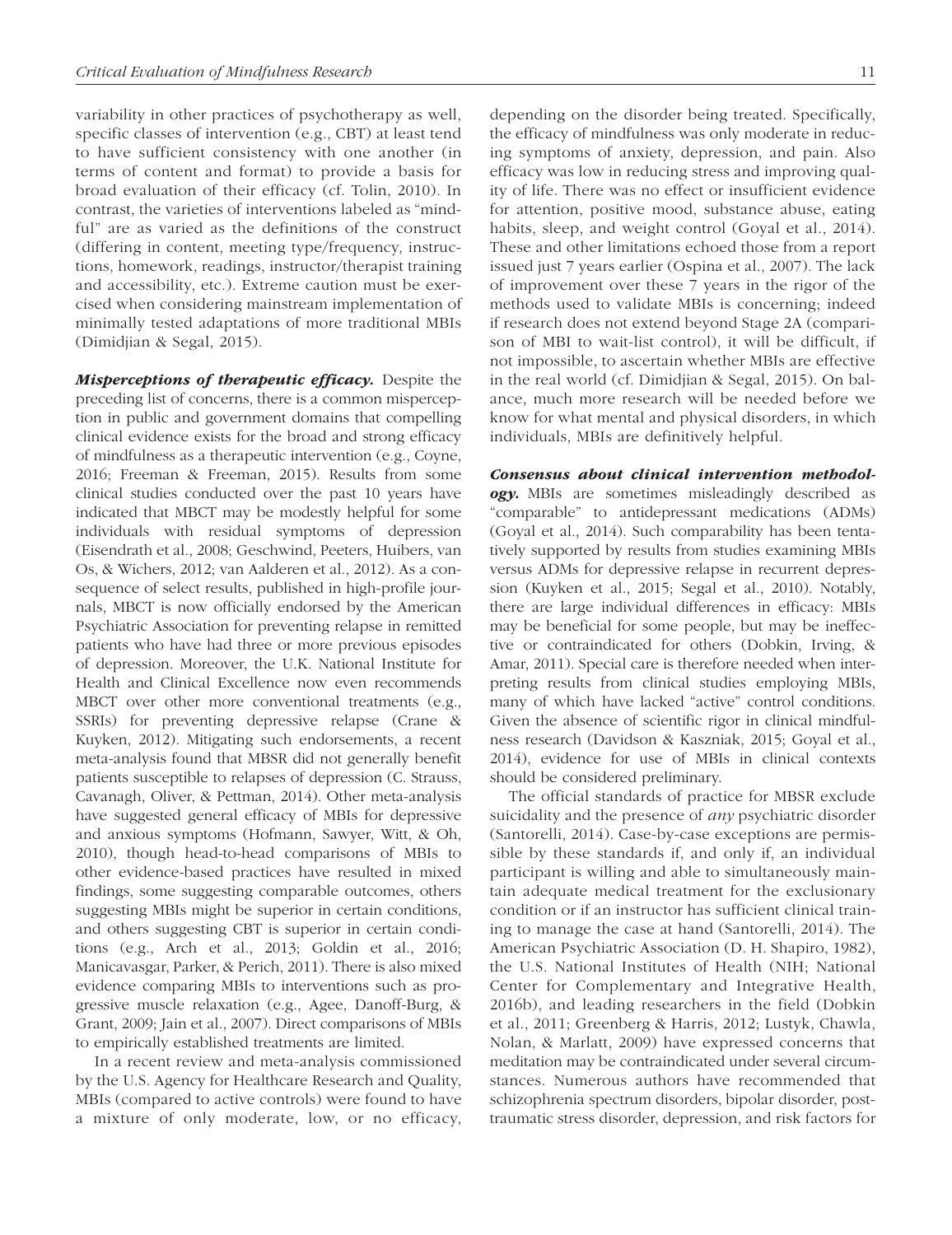variability in other practices of psychotherapy as well, specific classes of intervention (e.g., CBT) at least tend to have sufficient consistency with one another (in terms of content and format) to provide a basis for broad evaluation of their efficacy (cf. Tolin, 2010). In contrast, the varieties of interventions labeled as "mindful" are as varied as the definitions of the construct (differing in content, meeting type/frequency, instructions, homework, readings, instructor/therapist training and accessibility, etc.). Extreme caution must be exercised when considering mainstream implementation of minimally tested adaptations of more traditional MBIs (Dimidjian & Segal, 2015).

***Misperceptions of therapeutic efficacy.*** Despite the preceding list of concerns, there is a common misperception in public and government domains that compelling clinical evidence exists for the broad and strong efficacy of mindfulness as a therapeutic intervention (e.g., Coyne, 2016; Freeman & Freeman, 2015). Results from some clinical studies conducted over the past 10 years have indicated that MBCT may be modestly helpful for some individuals with residual symptoms of depression (Eisendrath et al., 2008; Geschwind, Peeters, Huibers, van Os, & Wichers, 2012; van Aalderen et al., 2012). As a consequence of select results, published in high-profile journals, MBCT is now officially endorsed by the American Psychiatric Association for preventing relapse in remitted patients who have had three or more previous episodes of depression. Moreover, the U.K. National Institute for Health and Clinical Excellence now even recommends MBCT over other more conventional treatments (e.g., SSRIs) for preventing depressive relapse (Crane & Kuyken, 2012). Mitigating such endorsements, a recent meta-analysis found that MBSR did not generally benefit patients susceptible to relapses of depression (C. Strauss, Cavanagh, Oliver, & Pettman, 2014). Other meta-analysis have suggested general efficacy of MBIs for depressive and anxious symptoms (Hofmann, Sawyer, Witt, & Oh, 2010), though head-to-head comparisons of MBIs to other evidence-based practices have resulted in mixed findings, some suggesting comparable outcomes, others suggesting MBIs might be superior in certain conditions, and others suggesting CBT is superior in certain conditions (e.g., Arch et al., 2013; Goldin et al., 2016; Manicavasgar, Parker, & Perich, 2011). There is also mixed evidence comparing MBIs to interventions such as progressive muscle relaxation (e.g., Agee, Danoff-Burg, & Grant, 2009; Jain et al., 2007). Direct comparisons of MBIs to empirically established treatments are limited.

In a recent review and meta-analysis commissioned by the U.S. Agency for Healthcare Research and Quality, MBIs (compared to active controls) were found to have a mixture of only moderate, low, or no efficacy, depending on the disorder being treated. Specifically, the efficacy of mindfulness was only moderate in reducing symptoms of anxiety, depression, and pain. Also efficacy was low in reducing stress and improving quality of life. There was no effect or insufficient evidence for attention, positive mood, substance abuse, eating habits, sleep, and weight control (Goyal et al., 2014). These and other limitations echoed those from a report issued just 7 years earlier (Ospina et al., 2007). The lack of improvement over these 7 years in the rigor of the methods used to validate MBIs is concerning; indeed if research does not extend beyond Stage 2A (comparison of MBI to wait-list control), it will be difficult, if not impossible, to ascertain whether MBIs are effective in the real world (cf. Dimidjian & Segal, 2015). On balance, much more research will be needed before we know for what mental and physical disorders, in which individuals, MBIs are definitively helpful.

***Consensus about clinical intervention methodology.*** MBIs are sometimes misleadingly described as "comparable" to antidepressant medications (ADMs) (Goyal et al., 2014). Such comparability has been tentatively supported by results from studies examining MBIs versus ADMs for depressive relapse in recurrent depression (Kuyken et al., 2015; Segal et al., 2010). Notably, there are large individual differences in efficacy: MBIs may be beneficial for some people, but may be ineffective or contraindicated for others (Dobkin, Irving, & Amar, 2011). Special care is therefore needed when interpreting results from clinical studies employing MBIs, many of which have lacked "active" control conditions. Given the absence of scientific rigor in clinical mindfulness research (Davidson & Kaszniak, 2015; Goyal et al., 2014), evidence for use of MBIs in clinical contexts should be considered preliminary.

The official standards of practice for MBSR exclude suicidality and the presence of *any* psychiatric disorder (Santorelli, 2014). Case-by-case exceptions are permissible by these standards if, and only if, an individual participant is willing and able to simultaneously maintain adequate medical treatment for the exclusionary condition or if an instructor has sufficient clinical training to manage the case at hand (Santorelli, 2014). The American Psychiatric Association (D. H. Shapiro, 1982), the U.S. National Institutes of Health (NIH; National Center for Complementary and Integrative Health, 2016b), and leading researchers in the field (Dobkin et al., 2011; Greenberg & Harris, 2012; Lustyk, Chawla, Nolan, & Marlatt, 2009) have expressed concerns that meditation may be contraindicated under several circumstances. Numerous authors have recommended that schizophrenia spectrum disorders, bipolar disorder, posttraumatic stress disorder, depression, and risk factors for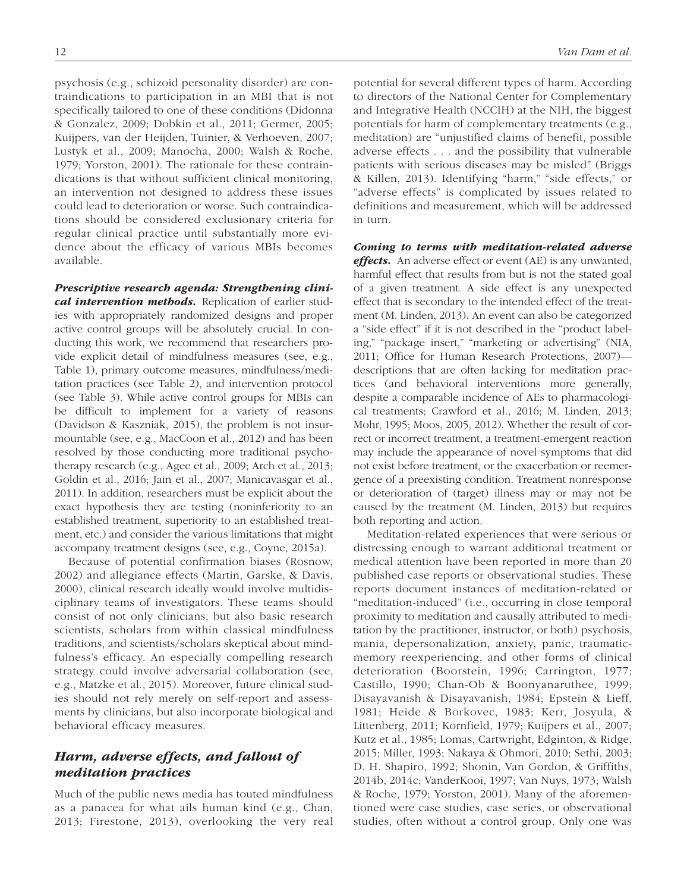psychosis (e.g., schizoid personality disorder) are contraindications to participation in an MBI that is not specifically tailored to one of these conditions (Didonna & Gonzalez, 2009; Dobkin et al., 2011; Germer, 2005; Kuijpers, van der Heijden, Tuinier, & Verhoeven, 2007; Lustyk et al., 2009; Manocha, 2000; Walsh & Roche, 1979; Yorston, 2001). The rationale for these contraindications is that without sufficient clinical monitoring, an intervention not designed to address these issues could lead to deterioration or worse. Such contraindications should be considered exclusionary criteria for regular clinical practice until substantially more evidence about the efficacy of various MBIs becomes available.

***Prescriptive research agenda: Strengthening clinical intervention methods.*** Replication of earlier studies with appropriately randomized designs and proper active control groups will be absolutely crucial. In conducting this work, we recommend that researchers provide explicit detail of mindfulness measures (see, e.g., Table 1), primary outcome measures, mindfulness/meditation practices (see Table 2), and intervention protocol (see Table 3). While active control groups for MBIs can be difficult to implement for a variety of reasons (Davidson & Kaszniak, 2015), the problem is not insurmountable (see, e.g., MacCoon et al., 2012) and has been resolved by those conducting more traditional psychotherapy research (e.g., Agee et al., 2009; Arch et al., 2013; Goldin et al., 2016; Jain et al., 2007; Manicavasgar et al., 2011). In addition, researchers must be explicit about the exact hypothesis they are testing (noninferiority to an established treatment, superiority to an established treatment, etc.) and consider the various limitations that might accompany treatment designs (see, e.g., Coyne, 2015a).

Because of potential confirmation biases (Rosnow, 2002) and allegiance effects (Martin, Garske, & Davis, 2000), clinical research ideally would involve multidisciplinary teams of investigators. These teams should consist of not only clinicians, but also basic research scientists, scholars from within classical mindfulness traditions, and scientists/scholars skeptical about mindfulness's efficacy. An especially compelling research strategy could involve adversarial collaboration (see, e.g., Matzke et al., 2015). Moreover, future clinical studies should not rely merely on self-report and assessments by clinicians, but also incorporate biological and behavioral efficacy measures.

## *Harm, adverse effects, and fallout of meditation practices*

Much of the public news media has touted mindfulness as a panacea for what ails human kind (e.g., Chan, 2013; Firestone, 2013), overlooking the very real potential for several different types of harm. According to directors of the National Center for Complementary and Integrative Health (NCCIH) at the NIH, the biggest potentials for harm of complementary treatments (e.g., meditation) are "unjustified claims of benefit, possible adverse effects . . . and the possibility that vulnerable patients with serious diseases may be misled" (Briggs & Killen, 2013). Identifying "harm," "side effects," or "adverse effects" is complicated by issues related to definitions and measurement, which will be addressed in turn.

***Coming to terms with meditation-related adverse effects.*** An adverse effect or event (AE) is any unwanted, harmful effect that results from but is not the stated goal of a given treatment. A side effect is any unexpected effect that is secondary to the intended effect of the treatment (M. Linden, 2013). An event can also be categorized a "side effect" if it is not described in the "product labeling," "package insert," "marketing or advertising" (NIA, 2011; Office for Human Research Protections, 2007)—descriptions that are often lacking for meditation practices (and behavioral interventions more generally, despite a comparable incidence of AEs to pharmacological treatments; Crawford et al., 2016; M. Linden, 2013; Mohr, 1995; Moos, 2005, 2012). Whether the result of correct or incorrect treatment, a treatment-emergent reaction may include the appearance of novel symptoms that did not exist before treatment, or the exacerbation or reemergence of a preexisting condition. Treatment nonresponse or deterioration of (target) illness may or may not be caused by the treatment (M. Linden, 2013) but requires both reporting and action.

Meditation-related experiences that were serious or distressing enough to warrant additional treatment or medical attention have been reported in more than 20 published case reports or observational studies. These reports document instances of meditation-related or "meditation-induced" (i.e., occurring in close temporal proximity to meditation and causally attributed to meditation by the practitioner, instructor, or both) psychosis, mania, depersonalization, anxiety, panic, traumatic-memory reexperiencing, and other forms of clinical deterioration (Boorstein, 1996; Carrington, 1977; Castillo, 1990; Chan-Ob & Boonyanaruthee, 1999; Disayavanish & Disayavanish, 1984; Epstein & Lieff, 1981; Heide & Borkovec, 1983; Kerr, Josyula, & Littenberg, 2011; Kornfield, 1979; Kuijpers et al., 2007; Kutz et al., 1985; Lomas, Cartwright, Edginton, & Ridge, 2015; Miller, 1993; Nakaya & Ohmori, 2010; Sethi, 2003; D. H. Shapiro, 1992; Shonin, Van Gordon, & Griffiths, 2014b, 2014c; VanderKooi, 1997; Van Nuys, 1973; Walsh & Roche, 1979; Yorston, 2001). Many of the aforementioned were case studies, case series, or observational studies, often without a control group. Only one was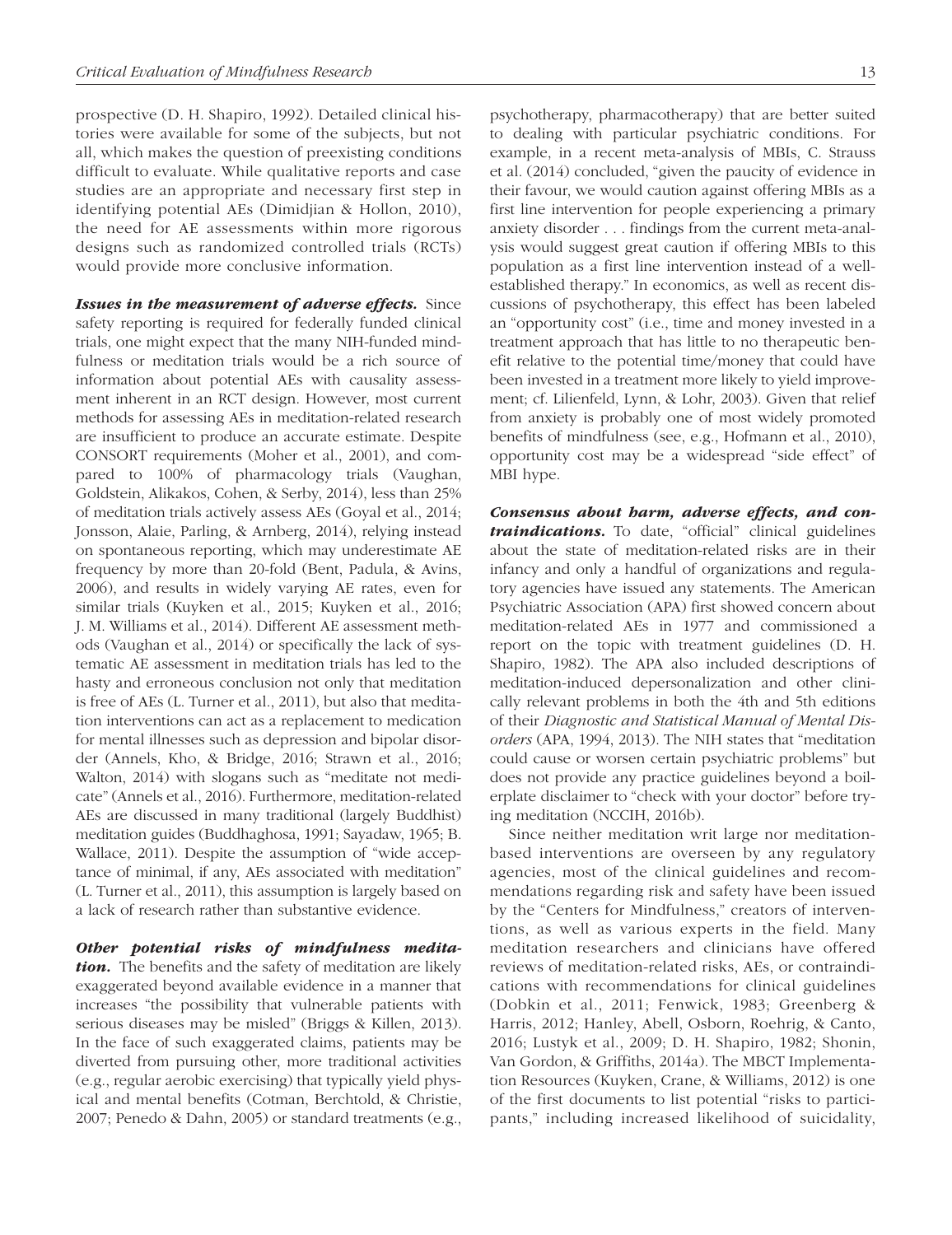prospective (D. H. Shapiro, 1992). Detailed clinical histories were available for some of the subjects, but not all, which makes the question of preexisting conditions difficult to evaluate. While qualitative reports and case studies are an appropriate and necessary first step in identifying potential AEs (Dimidjian & Hollon, 2010), the need for AE assessments within more rigorous designs such as randomized controlled trials (RCTs) would provide more conclusive information.

***Issues in the measurement of adverse effects.*** Since safety reporting is required for federally funded clinical trials, one might expect that the many NIH-funded mindfulness or meditation trials would be a rich source of information about potential AEs with causality assessment inherent in an RCT design. However, most current methods for assessing AEs in meditation-related research are insufficient to produce an accurate estimate. Despite CONSORT requirements (Moher et al., 2001), and compared to 100% of pharmacology trials (Vaughan, Goldstein, Alikakos, Cohen, & Serby, 2014), less than 25% of meditation trials actively assess AEs (Goyal et al., 2014; Jonsson, Alaie, Parling, & Arnberg, 2014), relying instead on spontaneous reporting, which may underestimate AE frequency by more than 20-fold (Bent, Padula, & Avins, 2006), and results in widely varying AE rates, even for similar trials (Kuyken et al., 2015; Kuyken et al., 2016; J. M. Williams et al., 2014). Different AE assessment methods (Vaughan et al., 2014) or specifically the lack of systematic AE assessment in meditation trials has led to the hasty and erroneous conclusion not only that meditation is free of AEs (L. Turner et al., 2011), but also that meditation interventions can act as a replacement to medication for mental illnesses such as depression and bipolar disorder (Annels, Kho, & Bridge, 2016; Strawn et al., 2016; Walton, 2014) with slogans such as "meditate not medicate" (Annels et al., 2016). Furthermore, meditation-related AEs are discussed in many traditional (largely Buddhist) meditation guides (Buddhaghosa, 1991; Sayadaw, 1965; B. Wallace, 2011). Despite the assumption of "wide acceptance of minimal, if any, AEs associated with meditation" (L. Turner et al., 2011), this assumption is largely based on a lack of research rather than substantive evidence.

***Other potential risks of mindfulness meditation.*** The benefits and the safety of meditation are likely exaggerated beyond available evidence in a manner that increases "the possibility that vulnerable patients with serious diseases may be misled" (Briggs & Killen, 2013). In the face of such exaggerated claims, patients may be diverted from pursuing other, more traditional activities (e.g., regular aerobic exercising) that typically yield physical and mental benefits (Cotman, Berchtold, & Christie, 2007; Penedo & Dahn, 2005) or standard treatments (e.g., psychotherapy, pharmacotherapy) that are better suited to dealing with particular psychiatric conditions. For example, in a recent meta-analysis of MBIs, C. Strauss et al. (2014) concluded, "given the paucity of evidence in their favour, we would caution against offering MBIs as a first line intervention for people experiencing a primary anxiety disorder . . . findings from the current meta-analysis would suggest great caution if offering MBIs to this population as a first line intervention instead of a well-established therapy." In economics, as well as recent discussions of psychotherapy, this effect has been labeled an "opportunity cost" (i.e., time and money invested in a treatment approach that has little to no therapeutic benefit relative to the potential time/money that could have been invested in a treatment more likely to yield improvement; cf. Lilienfeld, Lynn, & Lohr, 2003). Given that relief from anxiety is probably one of most widely promoted benefits of mindfulness (see, e.g., Hofmann et al., 2010), opportunity cost may be a widespread "side effect" of MBI hype.

***Consensus about harm, adverse effects, and contraindications.*** To date, "official" clinical guidelines about the state of meditation-related risks are in their infancy and only a handful of organizations and regulatory agencies have issued any statements. The American Psychiatric Association (APA) first showed concern about meditation-related AEs in 1977 and commissioned a report on the topic with treatment guidelines (D. H. Shapiro, 1982). The APA also included descriptions of meditation-induced depersonalization and other clinically relevant problems in both the 4th and 5th editions of their *Diagnostic and Statistical Manual of Mental Disorders* (APA, 1994, 2013). The NIH states that "meditation could cause or worsen certain psychiatric problems" but does not provide any practice guidelines beyond a boilerplate disclaimer to "check with your doctor" before trying meditation (NCCIH, 2016b).

Since neither meditation writ large nor meditation-based interventions are overseen by any regulatory agencies, most of the clinical guidelines and recommendations regarding risk and safety have been issued by the "Centers for Mindfulness," creators of interventions, as well as various experts in the field. Many meditation researchers and clinicians have offered reviews of meditation-related risks, AEs, or contraindications with recommendations for clinical guidelines (Dobkin et al., 2011; Fenwick, 1983; Greenberg & Harris, 2012; Hanley, Abell, Osborn, Roehrig, & Canto, 2016; Lustyk et al., 2009; D. H. Shapiro, 1982; Shonin, Van Gordon, & Griffiths, 2014a). The MBCT Implementation Resources (Kuyken, Crane, & Williams, 2012) is one of the first documents to list potential "risks to participants," including increased likelihood of suicidality,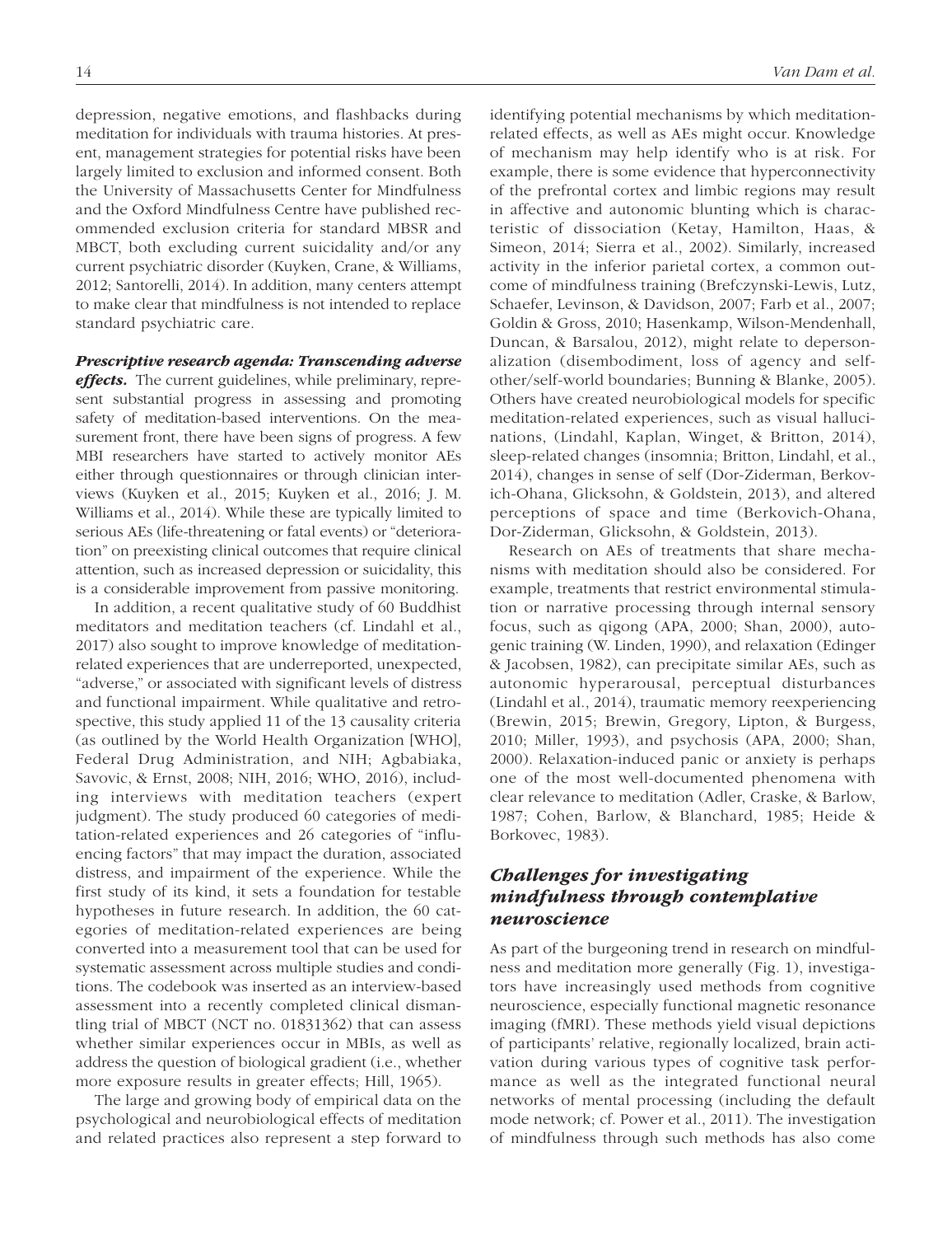depression, negative emotions, and flashbacks during meditation for individuals with trauma histories. At present, management strategies for potential risks have been largely limited to exclusion and informed consent. Both the University of Massachusetts Center for Mindfulness and the Oxford Mindfulness Centre have published recommended exclusion criteria for standard MBSR and MBCT, both excluding current suicidality and/or any current psychiatric disorder (Kuyken, Crane, & Williams, 2012; Santorelli, 2014). In addition, many centers attempt to make clear that mindfulness is not intended to replace standard psychiatric care.

***Prescriptive research agenda: Transcending adverse effects.*** The current guidelines, while preliminary, represent substantial progress in assessing and promoting safety of meditation-based interventions. On the measurement front, there have been signs of progress. A few MBI researchers have started to actively monitor AEs either through questionnaires or through clinician interviews (Kuyken et al., 2015; Kuyken et al., 2016; J. M. Williams et al., 2014). While these are typically limited to serious AEs (life-threatening or fatal events) or "deterioration" on preexisting clinical outcomes that require clinical attention, such as increased depression or suicidality, this is a considerable improvement from passive monitoring.

In addition, a recent qualitative study of 60 Buddhist meditators and meditation teachers (cf. Lindahl et al., 2017) also sought to improve knowledge of meditation-related experiences that are underreported, unexpected, "adverse," or associated with significant levels of distress and functional impairment. While qualitative and retrospective, this study applied 11 of the 13 causality criteria (as outlined by the World Health Organization [WHO], Federal Drug Administration, and NIH; Agbabiaka, Savovic, & Ernst, 2008; NIH, 2016; WHO, 2016), including interviews with meditation teachers (expert judgment). The study produced 60 categories of meditation-related experiences and 26 categories of "influencing factors" that may impact the duration, associated distress, and impairment of the experience. While the first study of its kind, it sets a foundation for testable hypotheses in future research. In addition, the 60 categories of meditation-related experiences are being converted into a measurement tool that can be used for systematic assessment across multiple studies and conditions. The codebook was inserted as an interview-based assessment into a recently completed clinical dismantling trial of MBCT (NCT no. 01831362) that can assess whether similar experiences occur in MBIs, as well as address the question of biological gradient (i.e., whether more exposure results in greater effects; Hill, 1965).

The large and growing body of empirical data on the psychological and neurobiological effects of meditation and related practices also represent a step forward to identifying potential mechanisms by which meditation-related effects, as well as AEs might occur. Knowledge of mechanism may help identify who is at risk. For example, there is some evidence that hyperconnectivity of the prefrontal cortex and limbic regions may result in affective and autonomic blunting which is characteristic of dissociation (Ketay, Hamilton, Haas, & Simeon, 2014; Sierra et al., 2002). Similarly, increased activity in the inferior parietal cortex, a common outcome of mindfulness training (Brefczynski-Lewis, Lutz, Schaefer, Levinson, & Davidson, 2007; Farb et al., 2007; Goldin & Gross, 2010; Hasenkamp, Wilson-Mendenhall, Duncan, & Barsalou, 2012), might relate to depersonalization (disembodiment, loss of agency and self-other/self-world boundaries; Bunning & Blanke, 2005). Others have created neurobiological models for specific meditation-related experiences, such as visual hallucinations, (Lindahl, Kaplan, Winget, & Britton, 2014), sleep-related changes (insomnia; Britton, Lindahl, et al., 2014), changes in sense of self (Dor-Ziderman, Berkovich-Ohana, Glicksohn, & Goldstein, 2013), and altered perceptions of space and time (Berkovich-Ohana, Dor-Ziderman, Glicksohn, & Goldstein, 2013).

Research on AEs of treatments that share mechanisms with meditation should also be considered. For example, treatments that restrict environmental stimulation or narrative processing through internal sensory focus, such as qigong (APA, 2000; Shan, 2000), autogenic training (W. Linden, 1990), and relaxation (Edinger & Jacobsen, 1982), can precipitate similar AEs, such as autonomic hyperarousal, perceptual disturbances (Lindahl et al., 2014), traumatic memory reexperiencing (Brewin, 2015; Brewin, Gregory, Lipton, & Burgess, 2010; Miller, 1993), and psychosis (APA, 2000; Shan, 2000). Relaxation-induced panic or anxiety is perhaps one of the most well-documented phenomena with clear relevance to meditation (Adler, Craske, & Barlow, 1987; Cohen, Barlow, & Blanchard, 1985; Heide & Borkovec, 1983).

## *Challenges for investigating mindfulness through contemplative neuroscience*

As part of the burgeoning trend in research on mindfulness and meditation more generally (Fig. 1), investigators have increasingly used methods from cognitive neuroscience, especially functional magnetic resonance imaging (fMRI). These methods yield visual depictions of participants' relative, regionally localized, brain activation during various types of cognitive task performance as well as the integrated functional neural networks of mental processing (including the default mode network; cf. Power et al., 2011). The investigation of mindfulness through such methods has also come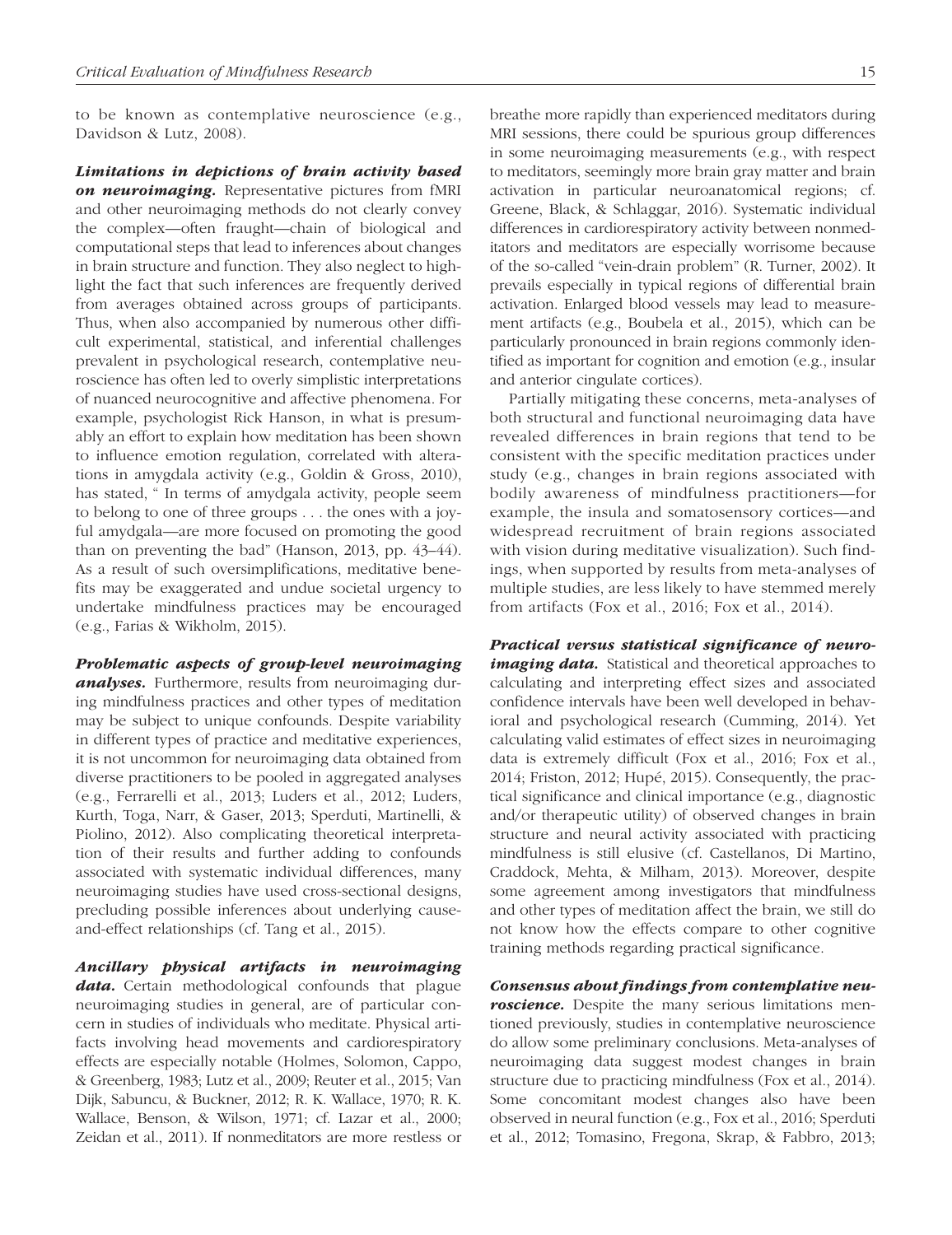to be known as contemplative neuroscience (e.g., Davidson & Lutz, 2008).

***Limitations in depictions of brain activity based on neuroimaging.*** Representative pictures from fMRI and other neuroimaging methods do not clearly convey the complex—often fraught—chain of biological and computational steps that lead to inferences about changes in brain structure and function. They also neglect to highlight the fact that such inferences are frequently derived from averages obtained across groups of participants. Thus, when also accompanied by numerous other difficult experimental, statistical, and inferential challenges prevalent in psychological research, contemplative neuroscience has often led to overly simplistic interpretations of nuanced neurocognitive and affective phenomena. For example, psychologist Rick Hanson, in what is presumably an effort to explain how meditation has been shown to influence emotion regulation, correlated with alterations in amygdala activity (e.g., Goldin & Gross, 2010), has stated, " In terms of amygdala activity, people seem to belong to one of three groups . . . the ones with a joyful amygdala—are more focused on promoting the good than on preventing the bad" (Hanson, 2013, pp. 43–44). As a result of such oversimplifications, meditative benefits may be exaggerated and undue societal urgency to undertake mindfulness practices may be encouraged (e.g., Farias & Wikholm, 2015).

***Problematic aspects of group-level neuroimaging analyses.*** Furthermore, results from neuroimaging during mindfulness practices and other types of meditation may be subject to unique confounds. Despite variability in different types of practice and meditative experiences, it is not uncommon for neuroimaging data obtained from diverse practitioners to be pooled in aggregated analyses (e.g., Ferrarelli et al., 2013; Luders et al., 2012; Luders, Kurth, Toga, Narr, & Gaser, 2013; Sperduti, Martinelli, & Piolino, 2012). Also complicating theoretical interpretation of their results and further adding to confounds associated with systematic individual differences, many neuroimaging studies have used cross-sectional designs, precluding possible inferences about underlying cause-and-effect relationships (cf. Tang et al., 2015).

***Ancillary physical artifacts in neuroimaging data.*** Certain methodological confounds that plague neuroimaging studies in general, are of particular concern in studies of individuals who meditate. Physical artifacts involving head movements and cardiorespiratory effects are especially notable (Holmes, Solomon, Cappo, & Greenberg, 1983; Lutz et al., 2009; Reuter et al., 2015; Van Dijk, Sabuncu, & Buckner, 2012; R. K. Wallace, 1970; R. K. Wallace, Benson, & Wilson, 1971; cf. Lazar et al., 2000; Zeidan et al., 2011). If nonmeditators are more restless or breathe more rapidly than experienced meditators during MRI sessions, there could be spurious group differences in some neuroimaging measurements (e.g., with respect to meditators, seemingly more brain gray matter and brain activation in particular neuroanatomical regions; cf. Greene, Black, & Schlaggar, 2016). Systematic individual differences in cardiorespiratory activity between nonmeditators and meditators are especially worrisome because of the so-called "vein-drain problem" (R. Turner, 2002). It prevails especially in typical regions of differential brain activation. Enlarged blood vessels may lead to measurement artifacts (e.g., Boubela et al., 2015), which can be particularly pronounced in brain regions commonly identified as important for cognition and emotion (e.g., insular and anterior cingulate cortices).

Partially mitigating these concerns, meta-analyses of both structural and functional neuroimaging data have revealed differences in brain regions that tend to be consistent with the specific meditation practices under study (e.g., changes in brain regions associated with bodily awareness of mindfulness practitioners—for example, the insula and somatosensory cortices—and widespread recruitment of brain regions associated with vision during meditative visualization). Such findings, when supported by results from meta-analyses of multiple studies, are less likely to have stemmed merely from artifacts (Fox et al., 2016; Fox et al., 2014).

***Practical versus statistical significance of neuroimaging data.*** Statistical and theoretical approaches to calculating and interpreting effect sizes and associated confidence intervals have been well developed in behavioral and psychological research (Cumming, 2014). Yet calculating valid estimates of effect sizes in neuroimaging data is extremely difficult (Fox et al., 2016; Fox et al., 2014; Friston, 2012; Hupé, 2015). Consequently, the practical significance and clinical importance (e.g., diagnostic and/or therapeutic utility) of observed changes in brain structure and neural activity associated with practicing mindfulness is still elusive (cf. Castellanos, Di Martino, Craddock, Mehta, & Milham, 2013). Moreover, despite some agreement among investigators that mindfulness and other types of meditation affect the brain, we still do not know how the effects compare to other cognitive training methods regarding practical significance.

***Consensus about findings from contemplative neuroscience.*** Despite the many serious limitations mentioned previously, studies in contemplative neuroscience do allow some preliminary conclusions. Meta-analyses of neuroimaging data suggest modest changes in brain structure due to practicing mindfulness (Fox et al., 2014). Some concomitant modest changes also have been observed in neural function (e.g., Fox et al., 2016; Sperduti et al., 2012; Tomasino, Fregona, Skrap, & Fabbro, 2013;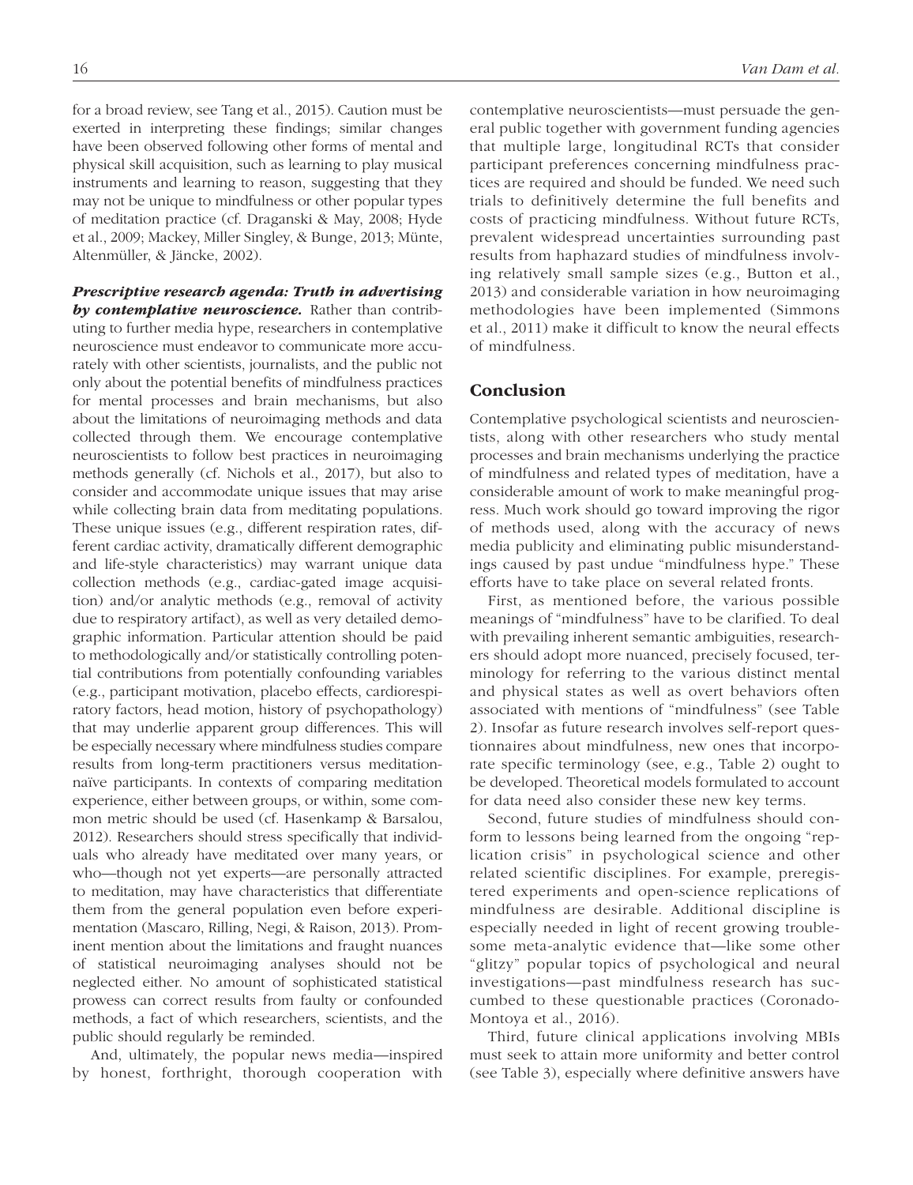for a broad review, see Tang et al., 2015). Caution must be exerted in interpreting these findings; similar changes have been observed following other forms of mental and physical skill acquisition, such as learning to play musical instruments and learning to reason, suggesting that they may not be unique to mindfulness or other popular types of meditation practice (cf. Draganski & May, 2008; Hyde et al., 2009; Mackey, Miller Singley, & Bunge, 2013; Münte, Altenmüller, & Jäncke, 2002).

***Prescriptive research agenda: Truth in advertising by contemplative neuroscience.*** Rather than contributing to further media hype, researchers in contemplative neuroscience must endeavor to communicate more accurately with other scientists, journalists, and the public not only about the potential benefits of mindfulness practices for mental processes and brain mechanisms, but also about the limitations of neuroimaging methods and data collected through them. We encourage contemplative neuroscientists to follow best practices in neuroimaging methods generally (cf. Nichols et al., 2017), but also to consider and accommodate unique issues that may arise while collecting brain data from meditating populations. These unique issues (e.g., different respiration rates, different cardiac activity, dramatically different demographic and life-style characteristics) may warrant unique data collection methods (e.g., cardiac-gated image acquisition) and/or analytic methods (e.g., removal of activity due to respiratory artifact), as well as very detailed demographic information. Particular attention should be paid to methodologically and/or statistically controlling potential contributions from potentially confounding variables (e.g., participant motivation, placebo effects, cardiorespiratory factors, head motion, history of psychopathology) that may underlie apparent group differences. This will be especially necessary where mindfulness studies compare results from long-term practitioners versus meditation-naïve participants. In contexts of comparing meditation experience, either between groups, or within, some common metric should be used (cf. Hasenkamp & Barsalou, 2012). Researchers should stress specifically that individuals who already have meditated over many years, or who—though not yet experts—are personally attracted to meditation, may have characteristics that differentiate them from the general population even before experimentation (Mascaro, Rilling, Negi, & Raison, 2013). Prominent mention about the limitations and fraught nuances of statistical neuroimaging analyses should not be neglected either. No amount of sophisticated statistical prowess can correct results from faulty or confounded methods, a fact of which researchers, scientists, and the public should regularly be reminded.

And, ultimately, the popular news media—inspired by honest, forthright, thorough cooperation with contemplative neuroscientists—must persuade the general public together with government funding agencies that multiple large, longitudinal RCTs that consider participant preferences concerning mindfulness practices are required and should be funded. We need such trials to definitively determine the full benefits and costs of practicing mindfulness. Without future RCTs, prevalent widespread uncertainties surrounding past results from haphazard studies of mindfulness involving relatively small sample sizes (e.g., Button et al., 2013) and considerable variation in how neuroimaging methodologies have been implemented (Simmons et al., 2011) make it difficult to know the neural effects of mindfulness.

## Conclusion

Contemplative psychological scientists and neuroscientists, along with other researchers who study mental processes and brain mechanisms underlying the practice of mindfulness and related types of meditation, have a considerable amount of work to make meaningful progress. Much work should go toward improving the rigor of methods used, along with the accuracy of news media publicity and eliminating public misunderstandings caused by past undue "mindfulness hype." These efforts have to take place on several related fronts.

First, as mentioned before, the various possible meanings of "mindfulness" have to be clarified. To deal with prevailing inherent semantic ambiguities, researchers should adopt more nuanced, precisely focused, terminology for referring to the various distinct mental and physical states as well as overt behaviors often associated with mentions of "mindfulness" (see Table 2). Insofar as future research involves self-report questionnaires about mindfulness, new ones that incorporate specific terminology (see, e.g., Table 2) ought to be developed. Theoretical models formulated to account for data need also consider these new key terms.

Second, future studies of mindfulness should conform to lessons being learned from the ongoing "replication crisis" in psychological science and other related scientific disciplines. For example, preregistered experiments and open-science replications of mindfulness are desirable. Additional discipline is especially needed in light of recent growing troublesome meta-analytic evidence that—like some other "glitzy" popular topics of psychological and neural investigations—past mindfulness research has succumbed to these questionable practices (Coronado-Montoya et al., 2016).

Third, future clinical applications involving MBIs must seek to attain more uniformity and better control (see Table 3), especially where definitive answers have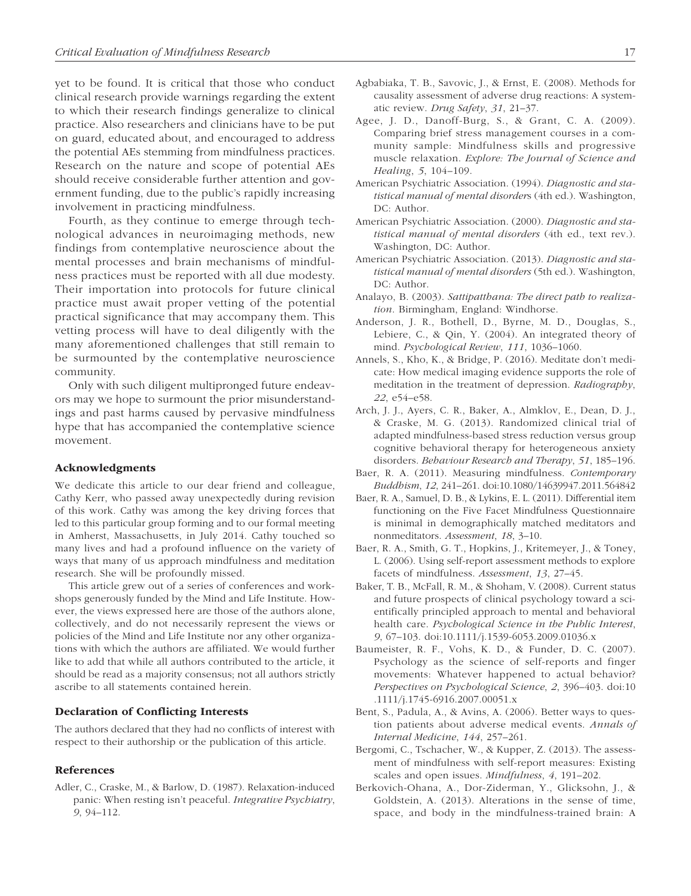yet to be found. It is critical that those who conduct clinical research provide warnings regarding the extent to which their research findings generalize to clinical practice. Also researchers and clinicians have to be put on guard, educated about, and encouraged to address the potential AEs stemming from mindfulness practices. Research on the nature and scope of potential AEs should receive considerable further attention and government funding, due to the public's rapidly increasing involvement in practicing mindfulness.

Fourth, as they continue to emerge through technological advances in neuroimaging methods, new findings from contemplative neuroscience about the mental processes and brain mechanisms of mindfulness practices must be reported with all due modesty. Their importation into protocols for future clinical practice must await proper vetting of the potential practical significance that may accompany them. This vetting process will have to deal diligently with the many aforementioned challenges that still remain to be surmounted by the contemplative neuroscience community.

Only with such diligent multipronged future endeavors may we hope to surmount the prior misunderstandings and past harms caused by pervasive mindfulness hype that has accompanied the contemplative science movement.

## Acknowledgments

We dedicate this article to our dear friend and colleague, Cathy Kerr, who passed away unexpectedly during revision of this work. Cathy was among the key driving forces that led to this particular group forming and to our formal meeting in Amherst, Massachusetts, in July 2014. Cathy touched so many lives and had a profound influence on the variety of ways that many of us approach mindfulness and meditation research. She will be profoundly missed.

This article grew out of a series of conferences and workshops generously funded by the Mind and Life Institute. However, the views expressed here are those of the authors alone, collectively, and do not necessarily represent the views or policies of the Mind and Life Institute nor any other organizations with which the authors are affiliated. We would further like to add that while all authors contributed to the article, it should be read as a majority consensus; not all authors strictly ascribe to all statements contained herein.

## Declaration of Conflicting Interests

The authors declared that they had no conflicts of interest with respect to their authorship or the publication of this article.

## References

Adler, C., Craske, M., & Barlow, D. (1987). Relaxation-induced panic: When resting isn't peaceful. *Integrative Psychiatry*, *9*, 94–112.

Agbabiaka, T. B., Savovic, J., & Ernst, E. (2008). Methods for causality assessment of adverse drug reactions: A systematic review. *Drug Safety*, *31*, 21–37.

Agee, J. D., Danoff-Burg, S., & Grant, C. A. (2009). Comparing brief stress management courses in a community sample: Mindfulness skills and progressive muscle relaxation. *Explore: The Journal of Science and Healing*, *5*, 104–109.

American Psychiatric Association. (1994). *Diagnostic and statistical manual of mental disorders* (4th ed.). Washington, DC: Author.

American Psychiatric Association. (2000). *Diagnostic and statistical manual of mental disorders* (4th ed., text rev.). Washington, DC: Author.

American Psychiatric Association. (2013). *Diagnostic and statistical manual of mental disorders* (5th ed.). Washington, DC: Author.

Analayo, B. (2003). *Sattipatthana: The direct path to realization*. Birmingham, England: Windhorse.

Anderson, J. R., Bothell, D., Byrne, M. D., Douglas, S., Lebiere, C., & Qin, Y. (2004). An integrated theory of mind. *Psychological Review*, *111*, 1036–1060.

Annels, S., Kho, K., & Bridge, P. (2016). Meditate don't medicate: How medical imaging evidence supports the role of meditation in the treatment of depression. *Radiography*, *22*, e54–e58.

Arch, J. J., Ayers, C. R., Baker, A., Almklov, E., Dean, D. J., & Craske, M. G. (2013). Randomized clinical trial of adapted mindfulness-based stress reduction versus group cognitive behavioral therapy for heterogeneous anxiety disorders. *Behaviour Research and Therapy*, *51*, 185–196.

Baer, R. A. (2011). Measuring mindfulness. *Contemporary Buddhism*, *12*, 241–261. doi:10.1080/14639947.2011.564842

Baer, R. A., Samuel, D. B., & Lykins, E. L. (2011). Differential item functioning on the Five Facet Mindfulness Questionnaire is minimal in demographically matched meditators and nonmeditators. *Assessment*, *18*, 3–10.

Baer, R. A., Smith, G. T., Hopkins, J., Kritemeyer, J., & Toney, L. (2006). Using self-report assessment methods to explore facets of mindfulness. *Assessment*, *13*, 27–45.

Baker, T. B., McFall, R. M., & Shoham, V. (2008). Current status and future prospects of clinical psychology toward a scientifically principled approach to mental and behavioral health care. *Psychological Science in the Public Interest*, *9*, 67–103. doi:10.1111/j.1539-6053.2009.01036.x

Baumeister, R. F., Vohs, K. D., & Funder, D. C. (2007). Psychology as the science of self-reports and finger movements: Whatever happened to actual behavior? *Perspectives on Psychological Science*, *2*, 396–403. doi:10.1111/j.1745-6916.2007.00051.x

Bent, S., Padula, A., & Avins, A. (2006). Better ways to question patients about adverse medical events. *Annals of Internal Medicine*, *144*, 257–261.

Bergomi, C., Tschacher, W., & Kupper, Z. (2013). The assessment of mindfulness with self-report measures: Existing scales and open issues. *Mindfulness*, *4*, 191–202.

Berkovich-Ohana, A., Dor-Ziderman, Y., Glicksohn, J., & Goldstein, A. (2013). Alterations in the sense of time, space, and body in the mindfulness-trained brain: A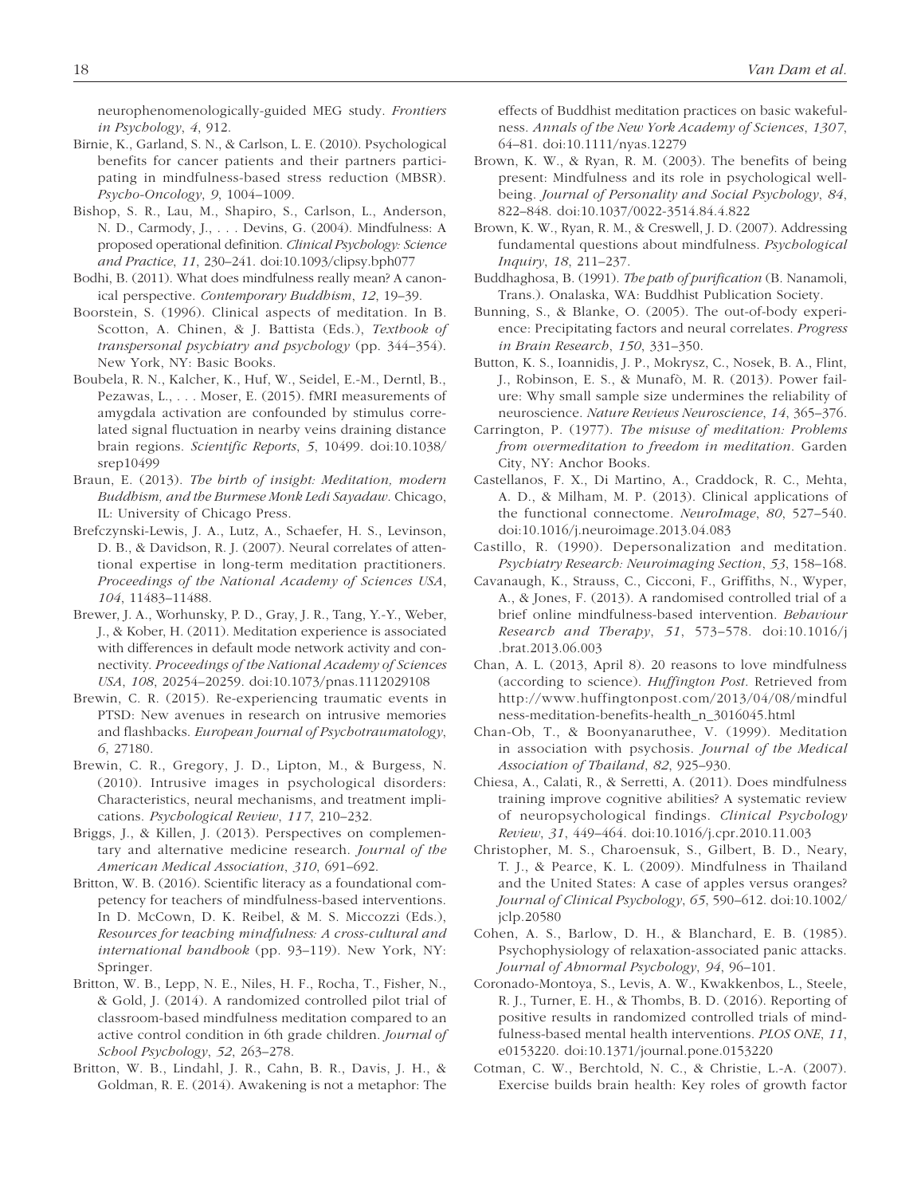neurophenomenologically-guided MEG study. *Frontiers in Psychology*, *4*, 912.

Birnie, K., Garland, S. N., & Carlson, L. E. (2010). Psychological benefits for cancer patients and their partners participating in mindfulness-based stress reduction (MBSR). *Psycho-Oncology*, *9*, 1004–1009.

Bishop, S. R., Lau, M., Shapiro, S., Carlson, L., Anderson, N. D., Carmody, J., . . . Devins, G. (2004). Mindfulness: A proposed operational definition. *Clinical Psychology: Science and Practice*, *11*, 230–241. doi:10.1093/clipsy.bph077

Bodhi, B. (2011). What does mindfulness really mean? A canonical perspective. *Contemporary Buddhism*, *12*, 19–39.

Boorstein, S. (1996). Clinical aspects of meditation. In B. Scotton, A. Chinen, & J. Battista (Eds.), *Textbook of transpersonal psychiatry and psychology* (pp. 344–354). New York, NY: Basic Books.

Boubela, R. N., Kalcher, K., Huf, W., Seidel, E.-M., Derntl, B., Pezawas, L., . . . Moser, E. (2015). fMRI measurements of amygdala activation are confounded by stimulus correlated signal fluctuation in nearby veins draining distance brain regions. *Scientific Reports*, *5*, 10499. doi:10.1038/srep10499

Braun, E. (2013). *The birth of insight: Meditation, modern Buddhism, and the Burmese Monk Ledi Sayadaw*. Chicago, IL: University of Chicago Press.

Brefczynski-Lewis, J. A., Lutz, A., Schaefer, H. S., Levinson, D. B., & Davidson, R. J. (2007). Neural correlates of attentional expertise in long-term meditation practitioners. *Proceedings of the National Academy of Sciences USA*, *104*, 11483–11488.

Brewer, J. A., Worhunsky, P. D., Gray, J. R., Tang, Y.-Y., Weber, J., & Kober, H. (2011). Meditation experience is associated with differences in default mode network activity and connectivity. *Proceedings of the National Academy of Sciences USA*, *108*, 20254–20259. doi:10.1073/pnas.1112029108

Brewin, C. R. (2015). Re-experiencing traumatic events in PTSD: New avenues in research on intrusive memories and flashbacks. *European Journal of Psychotraumatology*, *6*, 27180.

Brewin, C. R., Gregory, J. D., Lipton, M., & Burgess, N. (2010). Intrusive images in psychological disorders: Characteristics, neural mechanisms, and treatment implications. *Psychological Review*, *117*, 210–232.

Briggs, J., & Killen, J. (2013). Perspectives on complementary and alternative medicine research. *Journal of the American Medical Association*, *310*, 691–692.

Britton, W. B. (2016). Scientific literacy as a foundational competency for teachers of mindfulness-based interventions. In D. McCown, D. K. Reibel, & M. S. Miccozzi (Eds.), *Resources for teaching mindfulness: A cross-cultural and international handbook* (pp. 93–119). New York, NY: Springer.

Britton, W. B., Lepp, N. E., Niles, H. F., Rocha, T., Fisher, N., & Gold, J. (2014). A randomized controlled pilot trial of classroom-based mindfulness meditation compared to an active control condition in 6th grade children. *Journal of School Psychology*, *52*, 263–278.

Britton, W. B., Lindahl, J. R., Cahn, B. R., Davis, J. H., & Goldman, R. E. (2014). Awakening is not a metaphor: The effects of Buddhist meditation practices on basic wakefulness. *Annals of the New York Academy of Sciences*, *1307*, 64–81. doi:10.1111/nyas.12279

Brown, K. W., & Ryan, R. M. (2003). The benefits of being present: Mindfulness and its role in psychological well-being. *Journal of Personality and Social Psychology*, *84*, 822–848. doi:10.1037/0022-3514.84.4.822

Brown, K. W., Ryan, R. M., & Creswell, J. D. (2007). Addressing fundamental questions about mindfulness. *Psychological Inquiry*, *18*, 211–237.

Buddhaghosa, B. (1991). *The path of purification* (B. Nanamoli, Trans.). Onalaska, WA: Buddhist Publication Society.

Bunning, S., & Blanke, O. (2005). The out-of-body experience: Precipitating factors and neural correlates. *Progress in Brain Research*, *150*, 331–350.

Button, K. S., Ioannidis, J. P., Mokrysz, C., Nosek, B. A., Flint, J., Robinson, E. S., & Munafò, M. R. (2013). Power failure: Why small sample size undermines the reliability of neuroscience. *Nature Reviews Neuroscience*, *14*, 365–376.

Carrington, P. (1977). *The misuse of meditation: Problems from overmeditation to freedom in meditation*. Garden City, NY: Anchor Books.

Castellanos, F. X., Di Martino, A., Craddock, R. C., Mehta, A. D., & Milham, M. P. (2013). Clinical applications of the functional connectome. *NeuroImage*, *80*, 527–540. doi:10.1016/j.neuroimage.2013.04.083

Castillo, R. (1990). Depersonalization and meditation. *Psychiatry Research: Neuroimaging Section*, *53*, 158–168.

Cavanaugh, K., Strauss, C., Cicconi, F., Griffiths, N., Wyper, A., & Jones, F. (2013). A randomised controlled trial of a brief online mindfulness-based intervention. *Behaviour Research and Therapy*, *51*, 573–578. doi:10.1016/j.brat.2013.06.003

Chan, A. L. (2013, April 8). 20 reasons to love mindfulness (according to science). *Huffington Post*. Retrieved from http://www.huffingtonpost.com/2013/04/08/mindfulness-meditation-benefits-health_n_3016045.html

Chan-Ob, T., & Boonyanaruthee, V. (1999). Meditation in association with psychosis. *Journal of the Medical Association of Thailand*, *82*, 925–930.

Chiesa, A., Calati, R., & Serretti, A. (2011). Does mindfulness training improve cognitive abilities? A systematic review of neuropsychological findings. *Clinical Psychology Review*, *31*, 449–464. doi:10.1016/j.cpr.2010.11.003

Christopher, M. S., Charoensuk, S., Gilbert, B. D., Neary, T. J., & Pearce, K. L. (2009). Mindfulness in Thailand and the United States: A case of apples versus oranges? *Journal of Clinical Psychology*, *65*, 590–612. doi:10.1002/jclp.20580

Cohen, A. S., Barlow, D. H., & Blanchard, E. B. (1985). Psychophysiology of relaxation-associated panic attacks. *Journal of Abnormal Psychology*, *94*, 96–101.

Coronado-Montoya, S., Levis, A. W., Kwakkenbos, L., Steele, R. J., Turner, E. H., & Thombs, B. D. (2016). Reporting of positive results in randomized controlled trials of mindfulness-based mental health interventions. *PLOS ONE*, *11*, e0153220. doi:10.1371/journal.pone.0153220

Cotman, C. W., Berchtold, N. C., & Christie, L.-A. (2007). Exercise builds brain health: Key roles of growth factor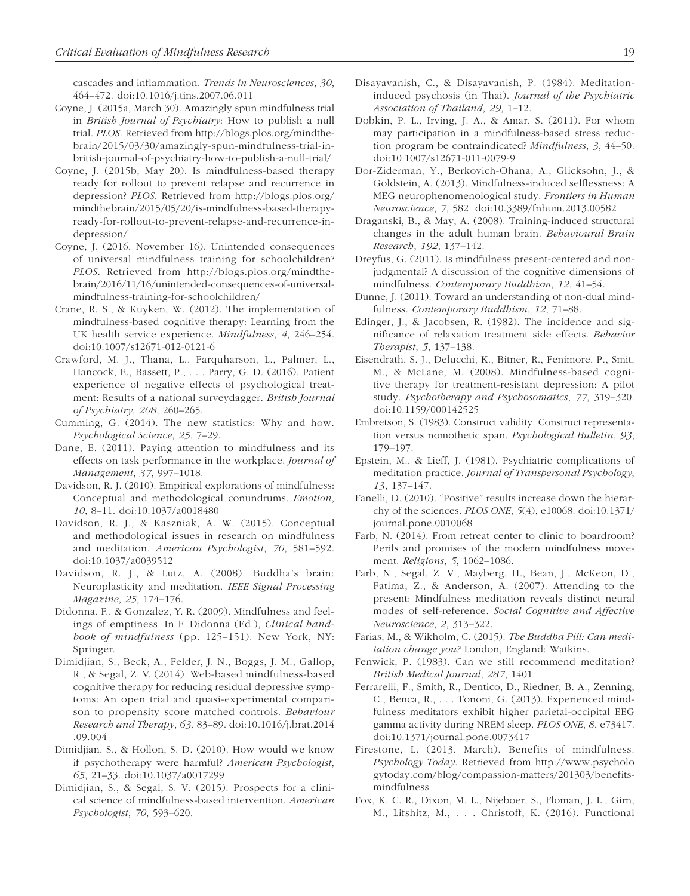cascades and inflammation. *Trends in Neurosciences*, *30*, 464–472. doi:10.1016/j.tins.2007.06.011

Coyne, J. (2015a, March 30). Amazingly spun mindfulness trial in *British Journal of Psychiatry*: How to publish a null trial. *PLOS*. Retrieved from http://blogs.plos.org/mindthebrain/2015/03/30/amazingly-spun-mindfulness-trial-in-british-journal-of-psychiatry-how-to-publish-a-null-trial/

Coyne, J. (2015b, May 20). Is mindfulness-based therapy ready for rollout to prevent relapse and recurrence in depression? *PLOS*. Retrieved from http://blogs.plos.org/mindthebrain/2015/05/20/is-mindfulness-based-therapy-ready-for-rollout-to-prevent-relapse-and-recurrence-in-depression/

Coyne, J. (2016, November 16). Unintended consequences of universal mindfulness training for schoolchildren? *PLOS*. Retrieved from http://blogs.plos.org/mindthebrain/2016/11/16/unintended-consequences-of-universal-mindfulness-training-for-schoolchildren/

Crane, R. S., & Kuyken, W. (2012). The implementation of mindfulness-based cognitive therapy: Learning from the UK health service experience. *Mindfulness*, *4*, 246–254. doi:10.1007/s12671-012-0121-6

Crawford, M. J., Thana, L., Farquharson, L., Palmer, L., Hancock, E., Bassett, P., . . . Parry, G. D. (2016). Patient experience of negative effects of psychological treatment: Results of a national surveydagger. *British Journal of Psychiatry*, *208*, 260–265.

Cumming, G. (2014). The new statistics: Why and how. *Psychological Science*, *25*, 7–29.

Dane, E. (2011). Paying attention to mindfulness and its effects on task performance in the workplace. *Journal of Management*, *37*, 997–1018.

Davidson, R. J. (2010). Empirical explorations of mindfulness: Conceptual and methodological conundrums. *Emotion*, *10*, 8–11. doi:10.1037/a0018480

Davidson, R. J., & Kaszniak, A. W. (2015). Conceptual and methodological issues in research on mindfulness and meditation. *American Psychologist*, *70*, 581–592. doi:10.1037/a0039512

Davidson, R. J., & Lutz, A. (2008). Buddha's brain: Neuroplasticity and meditation. *IEEE Signal Processing Magazine*, *25*, 174–176.

Didonna, F., & Gonzalez, Y. R. (2009). Mindfulness and feelings of emptiness. In F. Didonna (Ed.), *Clinical handbook of mindfulness* (pp. 125–151). New York, NY: Springer.

Dimidjian, S., Beck, A., Felder, J. N., Boggs, J. M., Gallop, R., & Segal, Z. V. (2014). Web-based mindfulness-based cognitive therapy for reducing residual depressive symptoms: An open trial and quasi-experimental comparison to propensity score matched controls. *Behaviour Research and Therapy*, *63*, 83–89. doi:10.1016/j.brat.2014.09.004

Dimidjian, S., & Hollon, S. D. (2010). How would we know if psychotherapy were harmful? *American Psychologist*, *65*, 21–33. doi:10.1037/a0017299

Dimidjian, S., & Segal, S. V. (2015). Prospects for a clinical science of mindfulness-based intervention. *American Psychologist*, *70*, 593–620.

Disayavanish, C., & Disayavanish, P. (1984). Meditation-induced psychosis (in Thai). *Journal of the Psychiatric Association of Thailand*, *29*, 1–12.

Dobkin, P. L., Irving, J. A., & Amar, S. (2011). For whom may participation in a mindfulness-based stress reduction program be contraindicated? *Mindfulness*, *3*, 44–50. doi:10.1007/s12671-011-0079-9

Dor-Ziderman, Y., Berkovich-Ohana, A., Glicksohn, J., & Goldstein, A. (2013). Mindfulness-induced selflessness: A MEG neurophenomenological study. *Frontiers in Human Neuroscience*, *7*, 582. doi:10.3389/fnhum.2013.00582

Draganski, B., & May, A. (2008). Training-induced structural changes in the adult human brain. *Behavioural Brain Research*, *192*, 137–142.

Dreyfus, G. (2011). Is mindfulness present-centered and non-judgmental? A discussion of the cognitive dimensions of mindfulness. *Contemporary Buddhism*, *12*, 41–54.

Dunne, J. (2011). Toward an understanding of non-dual mindfulness. *Contemporary Buddhism*, *12*, 71–88.

Edinger, J., & Jacobsen, R. (1982). The incidence and significance of relaxation treatment side effects. *Behavior Therapist*, *5*, 137–138.

Eisendrath, S. J., Delucchi, K., Bitner, R., Fenimore, P., Smit, M., & McLane, M. (2008). Mindfulness-based cognitive therapy for treatment-resistant depression: A pilot study. *Psychotherapy and Psychosomatics*, *77*, 319–320. doi:10.1159/000142525

Embretson, S. (1983). Construct validity: Construct representation versus nomothetic span. *Psychological Bulletin*, *93*, 179–197.

Epstein, M., & Lieff, J. (1981). Psychiatric complications of meditation practice. *Journal of Transpersonal Psychology*, *13*, 137–147.

Fanelli, D. (2010). "Positive" results increase down the hierarchy of the sciences. *PLOS ONE*, *5*(4), e10068. doi:10.1371/journal.pone.0010068

Farb, N. (2014). From retreat center to clinic to boardroom? Perils and promises of the modern mindfulness movement. *Religions*, *5*, 1062–1086.

Farb, N., Segal, Z. V., Mayberg, H., Bean, J., McKeon, D., Fatima, Z., & Anderson, A. (2007). Attending to the present: Mindfulness meditation reveals distinct neural modes of self-reference. *Social Cognitive and Affective Neuroscience*, *2*, 313–322.

Farias, M., & Wikholm, C. (2015). *The Buddha Pill: Can meditation change you?* London, England: Watkins.

Fenwick, P. (1983). Can we still recommend meditation? *British Medical Journal*, *287*, 1401.

Ferrarelli, F., Smith, R., Dentico, D., Riedner, B. A., Zenning, C., Benca, R., . . . Tononi, G. (2013). Experienced mindfulness meditators exhibit higher parietal-occipital EEG gamma activity during NREM sleep. *PLOS ONE*, *8*, e73417. doi:10.1371/journal.pone.0073417

Firestone, L. (2013, March). Benefits of mindfulness. *Psychology Today*. Retrieved from http://www.psychologytoday.com/blog/compassion-matters/201303/benefits-mindfulness

Fox, K. C. R., Dixon, M. L., Nijeboer, S., Floman, J. L., Girn, M., Lifshitz, M., . . . Christoff, K. (2016). Functional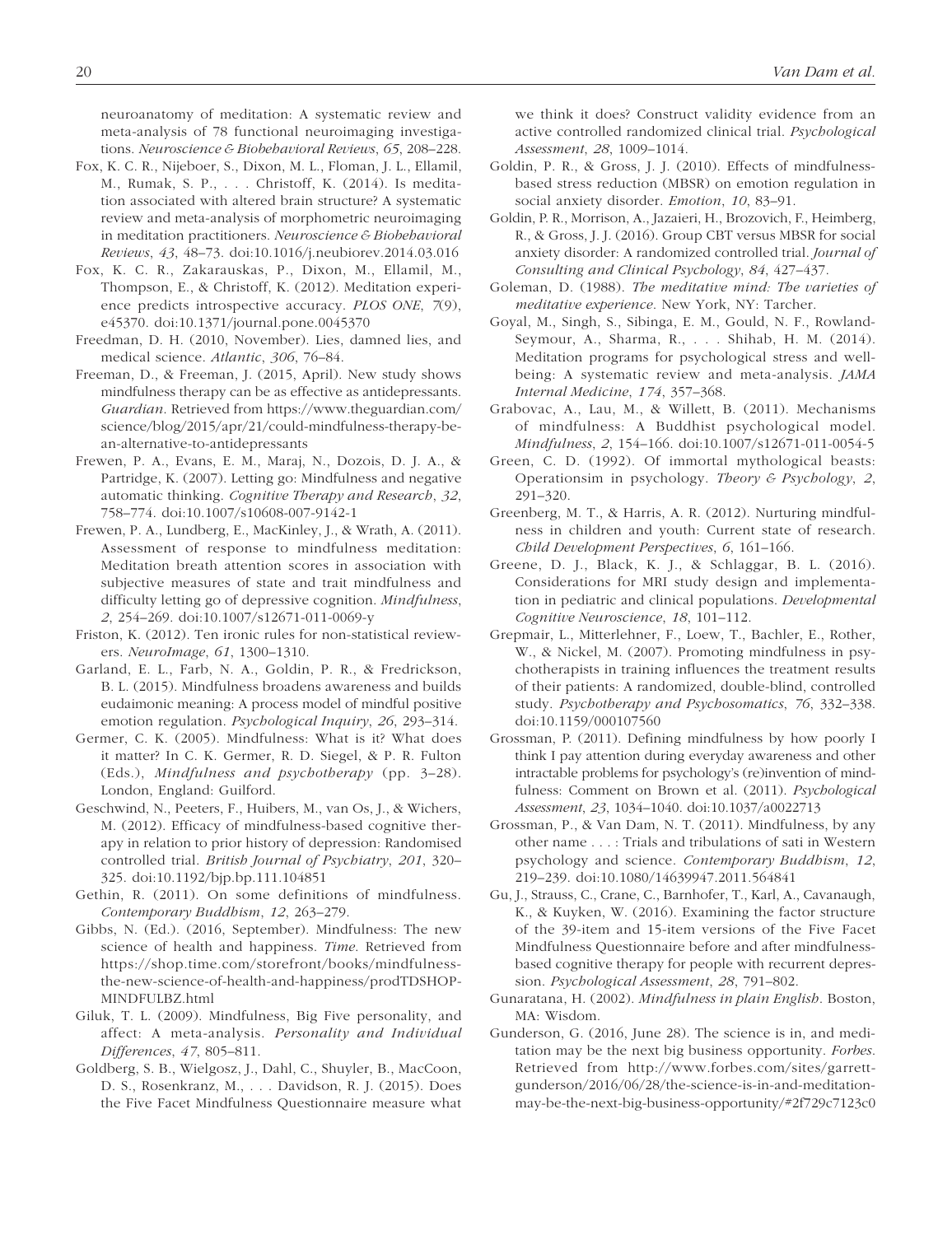neuroanatomy of meditation: A systematic review and meta-analysis of 78 functional neuroimaging investigations. *Neuroscience & Biobehavioral Reviews*, *65*, 208–228.

Fox, K. C. R., Nijeboer, S., Dixon, M. L., Floman, J. L., Ellamil, M., Rumak, S. P., . . . Christoff, K. (2014). Is meditation associated with altered brain structure? A systematic review and meta-analysis of morphometric neuroimaging in meditation practitioners. *Neuroscience & Biobehavioral Reviews*, *43*, 48–73. doi:10.1016/j.neubiorev.2014.03.016

Fox, K. C. R., Zakarauskas, P., Dixon, M., Ellamil, M., Thompson, E., & Christoff, K. (2012). Meditation experience predicts introspective accuracy. *PLOS ONE*, *7*(9), e45370. doi:10.1371/journal.pone.0045370

Freedman, D. H. (2010, November). Lies, damned lies, and medical science. *Atlantic*, *306*, 76–84.

Freeman, D., & Freeman, J. (2015, April). New study shows mindfulness therapy can be as effective as antidepressants. *Guardian*. Retrieved from https://www.theguardian.com/science/blog/2015/apr/21/could-mindfulness-therapy-be-an-alternative-to-antidepressants

Frewen, P. A., Evans, E. M., Maraj, N., Dozois, D. J. A., & Partridge, K. (2007). Letting go: Mindfulness and negative automatic thinking. *Cognitive Therapy and Research*, *32*, 758–774. doi:10.1007/s10608-007-9142-1

Frewen, P. A., Lundberg, E., MacKinley, J., & Wrath, A. (2011). Assessment of response to mindfulness meditation: Meditation breath attention scores in association with subjective measures of state and trait mindfulness and difficulty letting go of depressive cognition. *Mindfulness*, *2*, 254–269. doi:10.1007/s12671-011-0069-y

Friston, K. (2012). Ten ironic rules for non-statistical reviewers. *NeuroImage*, *61*, 1300–1310.

Garland, E. L., Farb, N. A., Goldin, P. R., & Fredrickson, B. L. (2015). Mindfulness broadens awareness and builds eudaimonic meaning: A process model of mindful positive emotion regulation. *Psychological Inquiry*, *26*, 293–314.

Germer, C. K. (2005). Mindfulness: What is it? What does it matter? In C. K. Germer, R. D. Siegel, & P. R. Fulton (Eds.), *Mindfulness and psychotherapy* (pp. 3–28). London, England: Guilford.

Geschwind, N., Peeters, F., Huibers, M., van Os, J., & Wichers, M. (2012). Efficacy of mindfulness-based cognitive therapy in relation to prior history of depression: Randomised controlled trial. *British Journal of Psychiatry*, *201*, 320–325. doi:10.1192/bjp.bp.111.104851

Gethin, R. (2011). On some definitions of mindfulness. *Contemporary Buddhism*, *12*, 263–279.

Gibbs, N. (Ed.). (2016, September). Mindfulness: The new science of health and happiness. *Time*. Retrieved from https://shop.time.com/storefront/books/mindfulness-the-new-science-of-health-and-happiness/prodTDSHOP-MINDFULBZ.html

Giluk, T. L. (2009). Mindfulness, Big Five personality, and affect: A meta-analysis. *Personality and Individual Differences*, *47*, 805–811.

Goldberg, S. B., Wielgosz, J., Dahl, C., Shuyler, B., MacCoon, D. S., Rosenkranz, M., . . . Davidson, R. J. (2015). Does the Five Facet Mindfulness Questionnaire measure what we think it does? Construct validity evidence from an active controlled randomized clinical trial. *Psychological Assessment*, *28*, 1009–1014.

Goldin, P. R., & Gross, J. J. (2010). Effects of mindfulness-based stress reduction (MBSR) on emotion regulation in social anxiety disorder. *Emotion*, *10*, 83–91.

Goldin, P. R., Morrison, A., Jazaieri, H., Brozovich, F., Heimberg, R., & Gross, J. J. (2016). Group CBT versus MBSR for social anxiety disorder: A randomized controlled trial. *Journal of Consulting and Clinical Psychology*, *84*, 427–437.

Goleman, D. (1988). *The meditative mind: The varieties of meditative experience*. New York, NY: Tarcher.

Goyal, M., Singh, S., Sibinga, E. M., Gould, N. F., Rowland-Seymour, A., Sharma, R., . . . Shihab, H. M. (2014). Meditation programs for psychological stress and well-being: A systematic review and meta-analysis. *JAMA Internal Medicine*, *174*, 357–368.

Grabovac, A., Lau, M., & Willett, B. (2011). Mechanisms of mindfulness: A Buddhist psychological model. *Mindfulness*, *2*, 154–166. doi:10.1007/s12671-011-0054-5

Green, C. D. (1992). Of immortal mythological beasts: Operationsim in psychology. *Theory & Psychology*, *2*, 291–320.

Greenberg, M. T., & Harris, A. R. (2012). Nurturing mindfulness in children and youth: Current state of research. *Child Development Perspectives*, *6*, 161–166.

Greene, D. J., Black, K. J., & Schlaggar, B. L. (2016). Considerations for MRI study design and implementation in pediatric and clinical populations. *Developmental Cognitive Neuroscience*, *18*, 101–112.

Grepmair, L., Mitterlehner, F., Loew, T., Bachler, E., Rother, W., & Nickel, M. (2007). Promoting mindfulness in psychotherapists in training influences the treatment results of their patients: A randomized, double-blind, controlled study. *Psychotherapy and Psychosomatics*, *76*, 332–338. doi:10.1159/000107560

Grossman, P. (2011). Defining mindfulness by how poorly I think I pay attention during everyday awareness and other intractable problems for psychology's (re)invention of mindfulness: Comment on Brown et al. (2011). *Psychological Assessment*, *23*, 1034–1040. doi:10.1037/a0022713

Grossman, P., & Van Dam, N. T. (2011). Mindfulness, by any other name . . . : Trials and tribulations of sati in Western psychology and science. *Contemporary Buddhism*, *12*, 219–239. doi:10.1080/14639947.2011.564841

Gu, J., Strauss, C., Crane, C., Barnhofer, T., Karl, A., Cavanaugh, K., & Kuyken, W. (2016). Examining the factor structure of the 39-item and 15-item versions of the Five Facet Mindfulness Questionnaire before and after mindfulness-based cognitive therapy for people with recurrent depression. *Psychological Assessment*, *28*, 791–802.

Gunaratana, H. (2002). *Mindfulness in plain English*. Boston, MA: Wisdom.

Gunderson, G. (2016, June 28). The science is in, and meditation may be the next big business opportunity. *Forbes*. Retrieved from http://www.forbes.com/sites/garrettgunderson/2016/06/28/the-science-is-in-and-meditation-may-be-the-next-big-business-opportunity/#2f729c7123c0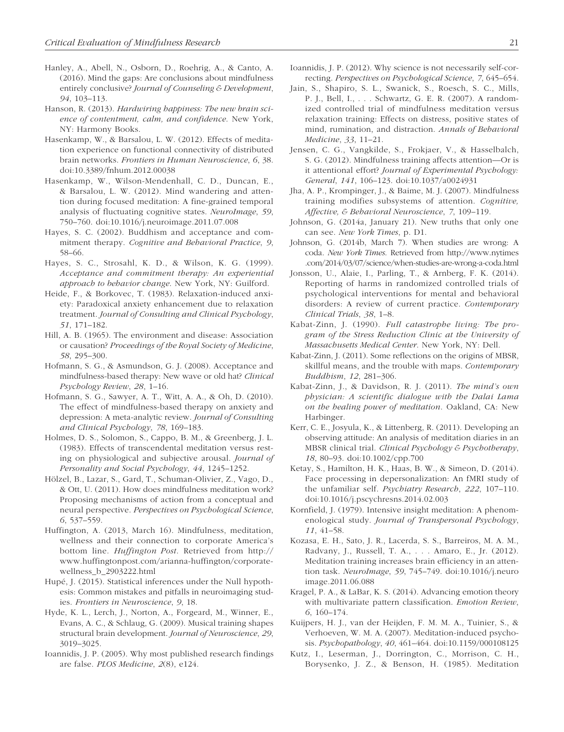Hanley, A., Abell, N., Osborn, D., Roehrig, A., & Canto, A. (2016). Mind the gaps: Are conclusions about mindfulness entirely conclusive? *Journal of Counseling & Development*, *94*, 103–113.

Hanson, R. (2013). *Hardwiring happiness: The new brain science of contentment, calm, and confidence*. New York, NY: Harmony Books.

Hasenkamp, W., & Barsalou, L. W. (2012). Effects of meditation experience on functional connectivity of distributed brain networks. *Frontiers in Human Neuroscience*, *6*, 38. doi:10.3389/fnhum.2012.00038

Hasenkamp, W., Wilson-Mendenhall, C. D., Duncan, E., & Barsalou, L. W. (2012). Mind wandering and attention during focused meditation: A fine-grained temporal analysis of fluctuating cognitive states. *NeuroImage*, *59*, 750–760. doi:10.1016/j.neuroimage.2011.07.008

Hayes, S. C. (2002). Buddhism and acceptance and commitment therapy. *Cognitive and Behavioral Practice*, *9*, 58–66.

Hayes, S. C., Strosahl, K. D., & Wilson, K. G. (1999). *Acceptance and commitment therapy: An experiential approach to behavior change*. New York, NY: Guilford.

Heide, F., & Borkovec, T. (1983). Relaxation-induced anxiety: Paradoxical anxiety enhancement due to relaxation treatment. *Journal of Consulting and Clinical Psychology*, *51*, 171–182.

Hill, A. B. (1965). The environment and disease: Association or causation? *Proceedings of the Royal Society of Medicine*, *58*, 295–300.

Hofmann, S. G., & Asmundson, G. J. (2008). Acceptance and mindfulness-based therapy: New wave or old hat? *Clinical Psychology Review*, *28*, 1–16.

Hofmann, S. G., Sawyer, A. T., Witt, A. A., & Oh, D. (2010). The effect of mindfulness-based therapy on anxiety and depression: A meta-analytic review. *Journal of Consulting and Clinical Psychology*, *78*, 169–183.

Holmes, D. S., Solomon, S., Cappo, B. M., & Greenberg, J. L. (1983). Effects of transcendental meditation versus resting on physiological and subjective arousal. *Journal of Personality and Social Psychology*, *44*, 1245–1252.

Hölzel, B., Lazar, S., Gard, T., Schuman-Olivier, Z., Vago, D., & Ott, U. (2011). How does mindfulness meditation work? Proposing mechanisms of action from a conceptual and neural perspective. *Perspectives on Psychological Science*, *6*, 537–559.

Huffington, A. (2013, March 16). Mindfulness, meditation, wellness and their connection to corporate America's bottom line. *Huffington Post*. Retrieved from http://www.huffingtonpost.com/arianna-huffington/corporate-wellness_b_2903222.html

Hupé, J. (2015). Statistical inferences under the Null hypothesis: Common mistakes and pitfalls in neuroimaging studies. *Frontiers in Neuroscience*, *9*, 18.

Hyde, K. L., Lerch, J., Norton, A., Forgeard, M., Winner, E., Evans, A. C., & Schlaug, G. (2009). Musical training shapes structural brain development. *Journal of Neuroscience*, *29*, 3019–3025.

Ioannidis, J. P. (2005). Why most published research findings are false. *PLOS Medicine*, *2*(8), e124.

Ioannidis, J. P. (2012). Why science is not necessarily self-correcting. *Perspectives on Psychological Science*, *7*, 645–654.

Jain, S., Shapiro, S. L., Swanick, S., Roesch, S. C., Mills, P. J., Bell, I., . . . Schwartz, G. E. R. (2007). A randomized controlled trial of mindfulness meditation versus relaxation training: Effects on distress, positive states of mind, rumination, and distraction. *Annals of Behavioral Medicine*, *33*, 11–21.

Jensen, C. G., Vangkilde, S., Frokjaer, V., & Hasselbalch, S. G. (2012). Mindfulness training affects attention—Or is it attentional effort? *Journal of Experimental Psychology: General*, *141*, 106–123. doi:10.1037/a0024931

Jha, A. P., Krompinger, J., & Baime, M. J. (2007). Mindfulness training modifies subsystems of attention. *Cognitive, Affective, & Behavioral Neuroscience*, *7*, 109–119.

Johnson, G. (2014a, January 21). New truths that only one can see. *New York Times*, p. D1.

Johnson, G. (2014b, March 7). When studies are wrong: A coda. *New York Times*. Retrieved from http://www.nytimes.com/2014/03/07/science/when-studies-are-wrong-a-coda.html

Jonsson, U., Alaie, I., Parling, T., & Arnberg, F. K. (2014). Reporting of harms in randomized controlled trials of psychological interventions for mental and behavioral disorders: A review of current practice. *Contemporary Clinical Trials*, *38*, 1–8.

Kabat-Zinn, J. (1990). *Full catastrophe living: The program of the Stress Reduction Clinic at the University of Massachusetts Medical Center*. New York, NY: Dell.

Kabat-Zinn, J. (2011). Some reflections on the origins of MBSR, skillful means, and the trouble with maps. *Contemporary Buddhism*, *12*, 281–306.

Kabat-Zinn, J., & Davidson, R. J. (2011). *The mind's own physician: A scientific dialogue with the Dalai Lama on the healing power of meditation*. Oakland, CA: New Harbinger.

Kerr, C. E., Josyula, K., & Littenberg, R. (2011). Developing an observing attitude: An analysis of meditation diaries in an MBSR clinical trial. *Clinical Psychology & Psychotherapy*, *18*, 80–93. doi:10.1002/cpp.700

Ketay, S., Hamilton, H. K., Haas, B. W., & Simeon, D. (2014). Face processing in depersonalization: An fMRI study of the unfamiliar self. *Psychiatry Research*, *222*, 107–110. doi:10.1016/j.pscychresns.2014.02.003

Kornfield, J. (1979). Intensive insight meditation: A phenomenological study. *Journal of Transpersonal Psychology*, *11*, 41–58.

Kozasa, E. H., Sato, J. R., Lacerda, S. S., Barreiros, M. A. M., Radvany, J., Russell, T. A., . . . Amaro, E., Jr. (2012). Meditation training increases brain efficiency in an attention task. *NeuroImage*, *59*, 745–749. doi:10.1016/j.neuroimage.2011.06.088

Kragel, P. A., & LaBar, K. S. (2014). Advancing emotion theory with multivariate pattern classification. *Emotion Review*, *6*, 160–174.

Kuijpers, H. J., van der Heijden, F. M. M. A., Tuinier, S., & Verhoeven, W. M. A. (2007). Meditation-induced psychosis. *Psychopathology*, *40*, 461–464. doi:10.1159/000108125

Kutz, I., Leserman, J., Dorrington, C., Morrison, C. H., Borysenko, J. Z., & Benson, H. (1985). Meditation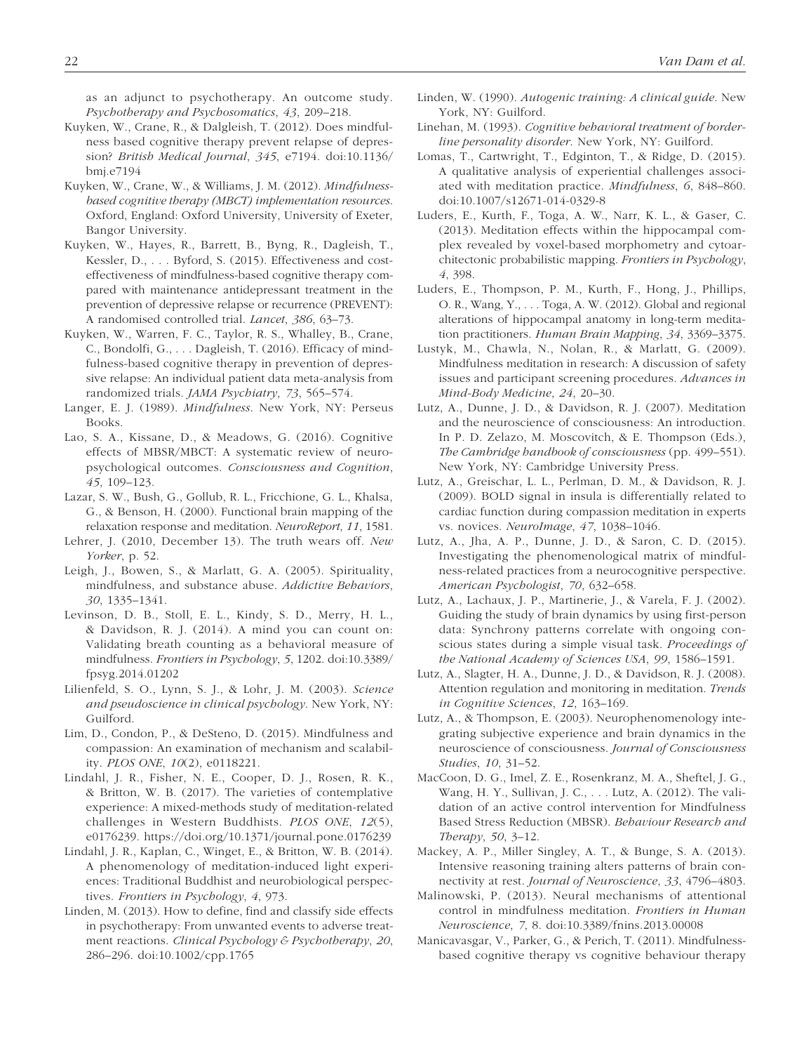as an adjunct to psychotherapy. An outcome study. *Psychotherapy and Psychosomatics*, *43*, 209–218.

Kuyken, W., Crane, R., & Dalgleish, T. (2012). Does mindfulness based cognitive therapy prevent relapse of depression? *British Medical Journal*, *345*, e7194. doi:10.1136/bmj.e7194

Kuyken, W., Crane, W., & Williams, J. M. (2012). *Mindfulness-based cognitive therapy (MBCT) implementation resources*. Oxford, England: Oxford University, University of Exeter, Bangor University.

Kuyken, W., Hayes, R., Barrett, B., Byng, R., Dagleish, T., Kessler, D., . . . Byford, S. (2015). Effectiveness and cost-effectiveness of mindfulness-based cognitive therapy compared with maintenance antidepressant treatment in the prevention of depressive relapse or recurrence (PREVENT): A randomised controlled trial. *Lancet*, *386*, 63–73.

Kuyken, W., Warren, F. C., Taylor, R. S., Whalley, B., Crane, C., Bondolfi, G., . . . Dagleish, T. (2016). Efficacy of mindfulness-based cognitive therapy in prevention of depressive relapse: An individual patient data meta-analysis from randomized trials. *JAMA Psychiatry*, *73*, 565–574.

Langer, E. J. (1989). *Mindfulness*. New York, NY: Perseus Books.

Lao, S. A., Kissane, D., & Meadows, G. (2016). Cognitive effects of MBSR/MBCT: A systematic review of neuropsychological outcomes. *Consciousness and Cognition*, *45*, 109–123.

Lazar, S. W., Bush, G., Gollub, R. L., Fricchione, G. L., Khalsa, G., & Benson, H. (2000). Functional brain mapping of the relaxation response and meditation. *NeuroReport*, *11*, 1581.

Lehrer, J. (2010, December 13). The truth wears off. *New Yorker*, p. 52.

Leigh, J., Bowen, S., & Marlatt, G. A. (2005). Spirituality, mindfulness, and substance abuse. *Addictive Behaviors*, *30*, 1335–1341.

Levinson, D. B., Stoll, E. L., Kindy, S. D., Merry, H. L., & Davidson, R. J. (2014). A mind you can count on: Validating breath counting as a behavioral measure of mindfulness. *Frontiers in Psychology*, *5*, 1202. doi:10.3389/fpsyg.2014.01202

Lilienfeld, S. O., Lynn, S. J., & Lohr, J. M. (2003). *Science and pseudoscience in clinical psychology*. New York, NY: Guilford.

Lim, D., Condon, P., & DeSteno, D. (2015). Mindfulness and compassion: An examination of mechanism and scalability. *PLOS ONE*, *10*(2), e0118221.

Lindahl, J. R., Fisher, N. E., Cooper, D. J., Rosen, R. K., & Britton, W. B. (2017). The varieties of contemplative experience: A mixed-methods study of meditation-related challenges in Western Buddhists. *PLOS ONE*, *12*(5), e0176239. https://doi.org/10.1371/journal.pone.0176239

Lindahl, J. R., Kaplan, C., Winget, E., & Britton, W. B. (2014). A phenomenology of meditation-induced light experiences: Traditional Buddhist and neurobiological perspectives. *Frontiers in Psychology*, *4*, 973.

Linden, M. (2013). How to define, find and classify side effects in psychotherapy: From unwanted events to adverse treatment reactions. *Clinical Psychology & Psychotherapy*, *20*, 286–296. doi:10.1002/cpp.1765

Linden, W. (1990). *Autogenic training: A clinical guide*. New York, NY: Guilford.

Linehan, M. (1993). *Cognitive behavioral treatment of borderline personality disorder*. New York, NY: Guilford.

Lomas, T., Cartwright, T., Edginton, T., & Ridge, D. (2015). A qualitative analysis of experiential challenges associated with meditation practice. *Mindfulness*, *6*, 848–860. doi:10.1007/s12671-014-0329-8

Luders, E., Kurth, F., Toga, A. W., Narr, K. L., & Gaser, C. (2013). Meditation effects within the hippocampal complex revealed by voxel-based morphometry and cytoarchitectonic probabilistic mapping. *Frontiers in Psychology*, *4*, 398.

Luders, E., Thompson, P. M., Kurth, F., Hong, J., Phillips, O. R., Wang, Y., . . . Toga, A. W. (2012). Global and regional alterations of hippocampal anatomy in long-term meditation practitioners. *Human Brain Mapping*, *34*, 3369–3375.

Lustyk, M., Chawla, N., Nolan, R., & Marlatt, G. (2009). Mindfulness meditation in research: A discussion of safety issues and participant screening procedures. *Advances in Mind-Body Medicine*, *24*, 20–30.

Lutz, A., Dunne, J. D., & Davidson, R. J. (2007). Meditation and the neuroscience of consciousness: An introduction. In P. D. Zelazo, M. Moscovitch, & E. Thompson (Eds.), *The Cambridge handbook of consciousness* (pp. 499–551). New York, NY: Cambridge University Press.

Lutz, A., Greischar, L. L., Perlman, D. M., & Davidson, R. J. (2009). BOLD signal in insula is differentially related to cardiac function during compassion meditation in experts vs. novices. *NeuroImage*, *47*, 1038–1046.

Lutz, A., Jha, A. P., Dunne, J. D., & Saron, C. D. (2015). Investigating the phenomenological matrix of mindfulness-related practices from a neurocognitive perspective. *American Psychologist*, *70*, 632–658.

Lutz, A., Lachaux, J. P., Martinerie, J., & Varela, F. J. (2002). Guiding the study of brain dynamics by using first-person data: Synchrony patterns correlate with ongoing conscious states during a simple visual task. *Proceedings of the National Academy of Sciences USA*, *99*, 1586–1591.

Lutz, A., Slagter, H. A., Dunne, J. D., & Davidson, R. J. (2008). Attention regulation and monitoring in meditation. *Trends in Cognitive Sciences*, *12*, 163–169.

Lutz, A., & Thompson, E. (2003). Neurophenomenology integrating subjective experience and brain dynamics in the neuroscience of consciousness. *Journal of Consciousness Studies*, *10*, 31–52.

MacCoon, D. G., Imel, Z. E., Rosenkranz, M. A., Sheftel, J. G., Wang, H. Y., Sullivan, J. C., . . . Lutz, A. (2012). The validation of an active control intervention for Mindfulness Based Stress Reduction (MBSR). *Behaviour Research and Therapy*, *50*, 3–12.

Mackey, A. P., Miller Singley, A. T., & Bunge, S. A. (2013). Intensive reasoning training alters patterns of brain connectivity at rest. *Journal of Neuroscience*, *33*, 4796–4803.

Malinowski, P. (2013). Neural mechanisms of attentional control in mindfulness meditation. *Frontiers in Human Neuroscience*, *7*, 8. doi:10.3389/fnins.2013.00008

Manicavasgar, V., Parker, G., & Perich, T. (2011). Mindfulness-based cognitive therapy vs cognitive behaviour therapy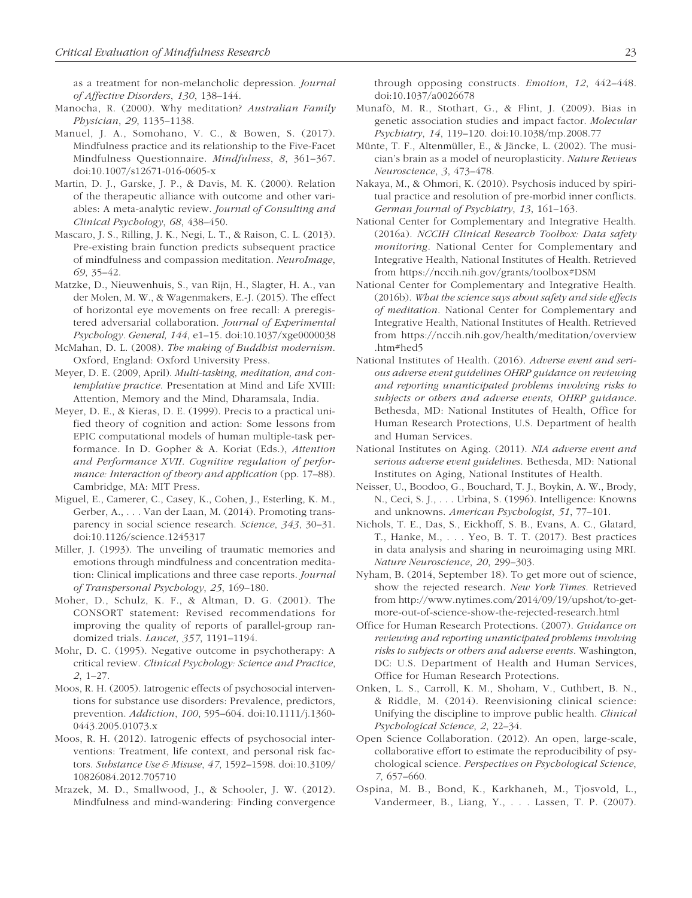as a treatment for non-melancholic depression. *Journal of Affective Disorders*, *130*, 138–144.

Manocha, R. (2000). Why meditation? *Australian Family Physician*, *29*, 1135–1138.

Manuel, J. A., Somohano, V. C., & Bowen, S. (2017). Mindfulness practice and its relationship to the Five-Facet Mindfulness Questionnaire. *Mindfulness*, *8*, 361–367. doi:10.1007/s12671-016-0605-x

Martin, D. J., Garske, J. P., & Davis, M. K. (2000). Relation of the therapeutic alliance with outcome and other variables: A meta-analytic review. *Journal of Consulting and Clinical Psychology*, *68*, 438–450.

Mascaro, J. S., Rilling, J. K., Negi, L. T., & Raison, C. L. (2013). Pre-existing brain function predicts subsequent practice of mindfulness and compassion meditation. *NeuroImage*, *69*, 35–42.

Matzke, D., Nieuwenhuis, S., van Rijn, H., Slagter, H. A., van der Molen, M. W., & Wagenmakers, E.-J. (2015). The effect of horizontal eye movements on free recall: A preregistered adversarial collaboration. *Journal of Experimental Psychology. General*, *144*, e1–15. doi:10.1037/xge0000038

McMahan, D. L. (2008). *The making of Buddhist modernism*. Oxford, England: Oxford University Press.

Meyer, D. E. (2009, April). *Multi-tasking, meditation, and contemplative practice*. Presentation at Mind and Life XVIII: Attention, Memory and the Mind, Dharamsala, India.

Meyer, D. E., & Kieras, D. E. (1999). Precis to a practical unified theory of cognition and action: Some lessons from EPIC computational models of human multiple-task performance. In D. Gopher & A. Koriat (Eds.), *Attention and Performance XVII. Cognitive regulation of performance: Interaction of theory and application* (pp. 17–88). Cambridge, MA: MIT Press.

Miguel, E., Camerer, C., Casey, K., Cohen, J., Esterling, K. M., Gerber, A., . . . Van der Laan, M. (2014). Promoting transparency in social science research. *Science*, *343*, 30–31. doi:10.1126/science.1245317

Miller, J. (1993). The unveiling of traumatic memories and emotions through mindfulness and concentration meditation: Clinical implications and three case reports. *Journal of Transpersonal Psychology*, *25*, 169–180.

Moher, D., Schulz, K. F., & Altman, D. G. (2001). The CONSORT statement: Revised recommendations for improving the quality of reports of parallel-group randomized trials. *Lancet*, *357*, 1191–1194.

Mohr, D. C. (1995). Negative outcome in psychotherapy: A critical review. *Clinical Psychology: Science and Practice*, *2*, 1–27.

Moos, R. H. (2005). Iatrogenic effects of psychosocial interventions for substance use disorders: Prevalence, predictors, prevention. *Addiction*, *100*, 595–604. doi:10.1111/j.1360-0443.2005.01073.x

Moos, R. H. (2012). Iatrogenic effects of psychosocial interventions: Treatment, life context, and personal risk factors. *Substance Use & Misuse*, *47*, 1592–1598. doi:10.3109/10826084.2012.705710

Mrazek, M. D., Smallwood, J., & Schooler, J. W. (2012). Mindfulness and mind-wandering: Finding convergence through opposing constructs. *Emotion*, *12*, 442–448. doi:10.1037/a0026678

Munafò, M. R., Stothart, G., & Flint, J. (2009). Bias in genetic association studies and impact factor. *Molecular Psychiatry*, *14*, 119–120. doi:10.1038/mp.2008.77

Münte, T. F., Altenmüller, E., & Jäncke, L. (2002). The musician's brain as a model of neuroplasticity. *Nature Reviews Neuroscience*, *3*, 473–478.

Nakaya, M., & Ohmori, K. (2010). Psychosis induced by spiritual practice and resolution of pre-morbid inner conflicts. *German Journal of Psychiatry*, *13*, 161–163.

National Center for Complementary and Integrative Health. (2016a). *NCCIH Clinical Research Toolbox: Data safety monitoring*. National Center for Complementary and Integrative Health, National Institutes of Health. Retrieved from https://nccih.nih.gov/grants/toolbox#DSM

National Center for Complementary and Integrative Health. (2016b). *What the science says about safety and side effects of meditation*. National Center for Complementary and Integrative Health, National Institutes of Health. Retrieved from https://nccih.nih.gov/health/meditation/overview.htm#hed5

National Institutes of Health. (2016). *Adverse event and serious adverse event guidelines OHRP guidance on reviewing and reporting unanticipated problems involving risks to subjects or others and adverse events, OHRP guidance*. Bethesda, MD: National Institutes of Health, Office for Human Research Protections, U.S. Department of health and Human Services.

National Institutes on Aging. (2011). *NIA adverse event and serious adverse event guidelines*. Bethesda, MD: National Institutes on Aging, National Institutes of Health.

Neisser, U., Boodoo, G., Bouchard, T. J., Boykin, A. W., Brody, N., Ceci, S. J., . . . Urbina, S. (1996). Intelligence: Knowns and unknowns. *American Psychologist*, *51*, 77–101.

Nichols, T. E., Das, S., Eickhoff, S. B., Evans, A. C., Glatard, T., Hanke, M., . . . Yeo, B. T. T. (2017). Best practices in data analysis and sharing in neuroimaging using MRI. *Nature Neuroscience*, *20*, 299–303.

Nyham, B. (2014, September 18). To get more out of science, show the rejected research. *New York Times*. Retrieved from http://www.nytimes.com/2014/09/19/upshot/to-get-more-out-of-science-show-the-rejected-research.html

Office for Human Research Protections. (2007). *Guidance on reviewing and reporting unanticipated problems involving risks to subjects or others and adverse events*. Washington, DC: U.S. Department of Health and Human Services, Office for Human Research Protections.

Onken, L. S., Carroll, K. M., Shoham, V., Cuthbert, B. N., & Riddle, M. (2014). Reenvisioning clinical science: Unifying the discipline to improve public health. *Clinical Psychological Science*, *2*, 22–34.

Open Science Collaboration. (2012). An open, large-scale, collaborative effort to estimate the reproducibility of psychological science. *Perspectives on Psychological Science*, *7*, 657–660.

Ospina, M. B., Bond, K., Karkhaneh, M., Tjosvold, L., Vandermeer, B., Liang, Y., . . . Lassen, T. P. (2007).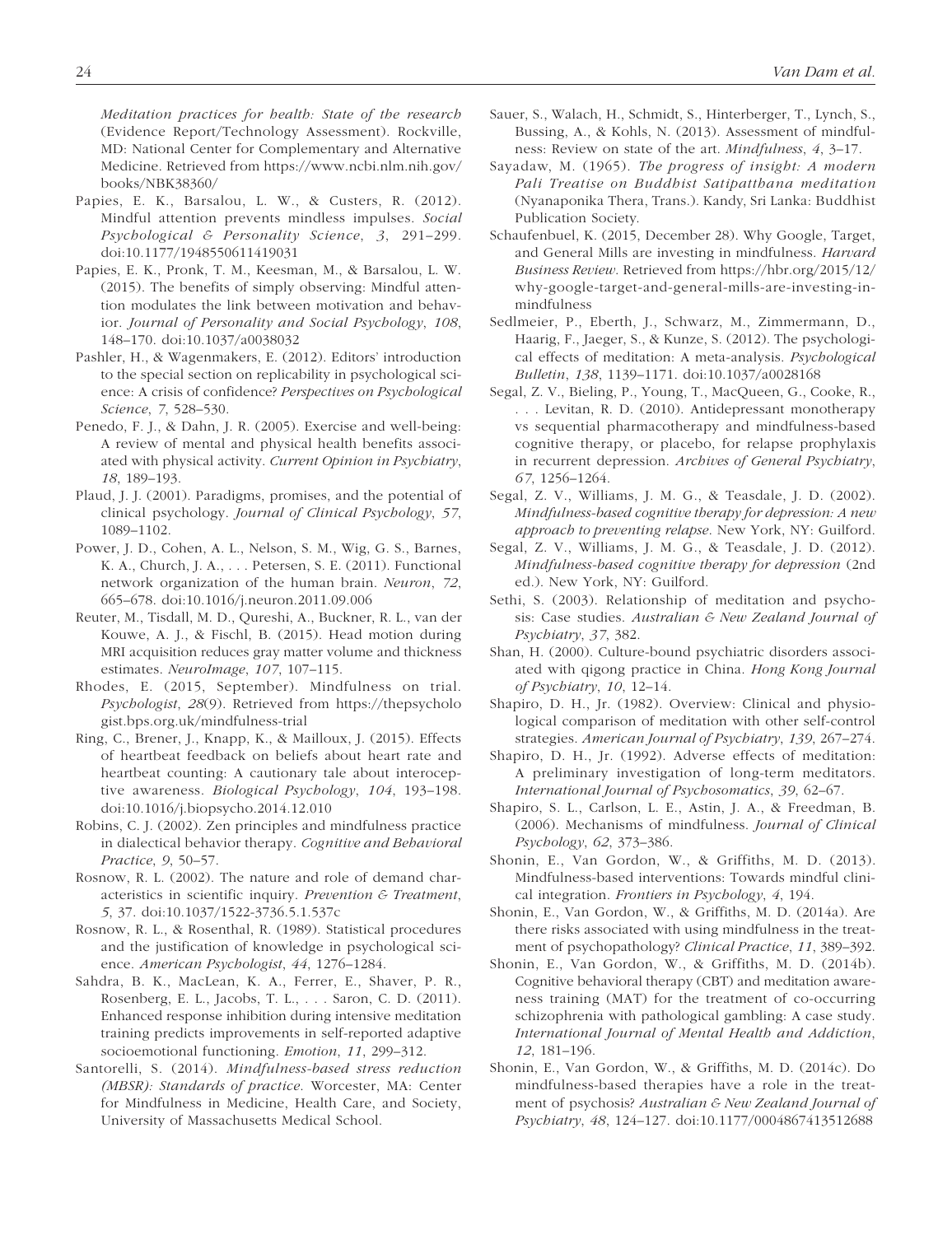*Meditation practices for health: State of the research* (Evidence Report/Technology Assessment). Rockville, MD: National Center for Complementary and Alternative Medicine. Retrieved from https://www.ncbi.nlm.nih.gov/books/NBK38360/

Papies, E. K., Barsalou, L. W., & Custers, R. (2012). Mindful attention prevents mindless impulses. *Social Psychological & Personality Science*, *3*, 291–299. doi:10.1177/1948550611419031

Papies, E. K., Pronk, T. M., Keesman, M., & Barsalou, L. W. (2015). The benefits of simply observing: Mindful attention modulates the link between motivation and behavior. *Journal of Personality and Social Psychology*, *108*, 148–170. doi:10.1037/a0038032

Pashler, H., & Wagenmakers, E. (2012). Editors' introduction to the special section on replicability in psychological science: A crisis of confidence? *Perspectives on Psychological Science*, *7*, 528–530.

Penedo, F. J., & Dahn, J. R. (2005). Exercise and well-being: A review of mental and physical health benefits associated with physical activity. *Current Opinion in Psychiatry*, *18*, 189–193.

Plaud, J. J. (2001). Paradigms, promises, and the potential of clinical psychology. *Journal of Clinical Psychology*, *57*, 1089–1102.

Power, J. D., Cohen, A. L., Nelson, S. M., Wig, G. S., Barnes, K. A., Church, J. A., . . . Petersen, S. E. (2011). Functional network organization of the human brain. *Neuron*, *72*, 665–678. doi:10.1016/j.neuron.2011.09.006

Reuter, M., Tisdall, M. D., Qureshi, A., Buckner, R. L., van der Kouwe, A. J., & Fischl, B. (2015). Head motion during MRI acquisition reduces gray matter volume and thickness estimates. *NeuroImage*, *107*, 107–115.

Rhodes, E. (2015, September). Mindfulness on trial. *Psychologist*, *28*(9). Retrieved from https://thepsychologist.bps.org.uk/mindfulness-trial

Ring, C., Brener, J., Knapp, K., & Mailloux, J. (2015). Effects of heartbeat feedback on beliefs about heart rate and heartbeat counting: A cautionary tale about interoceptive awareness. *Biological Psychology*, *104*, 193–198. doi:10.1016/j.biopsycho.2014.12.010

Robins, C. J. (2002). Zen principles and mindfulness practice in dialectical behavior therapy. *Cognitive and Behavioral Practice*, *9*, 50–57.

Rosnow, R. L. (2002). The nature and role of demand characteristics in scientific inquiry. *Prevention & Treatment*, *5*, 37. doi:10.1037/1522-3736.5.1.537c

Rosnow, R. L., & Rosenthal, R. (1989). Statistical procedures and the justification of knowledge in psychological science. *American Psychologist*, *44*, 1276–1284.

Sahdra, B. K., MacLean, K. A., Ferrer, E., Shaver, P. R., Rosenberg, E. L., Jacobs, T. L., . . . Saron, C. D. (2011). Enhanced response inhibition during intensive meditation training predicts improvements in self-reported adaptive socioemotional functioning. *Emotion*, *11*, 299–312.

Santorelli, S. (2014). *Mindfulness-based stress reduction (MBSR): Standards of practice.* Worcester, MA: Center for Mindfulness in Medicine, Health Care, and Society, University of Massachusetts Medical School.

Sauer, S., Walach, H., Schmidt, S., Hinterberger, T., Lynch, S., Bussing, A., & Kohls, N. (2013). Assessment of mindfulness: Review on state of the art. *Mindfulness*, *4*, 3–17.

Sayadaw, M. (1965). *The progress of insight: A modern Pali Treatise on Buddhist Satipatthana meditation* (Nyanaponika Thera, Trans.). Kandy, Sri Lanka: Buddhist Publication Society.

Schaufenbuel, K. (2015, December 28). Why Google, Target, and General Mills are investing in mindfulness. *Harvard Business Review*. Retrieved from https://hbr.org/2015/12/why-google-target-and-general-mills-are-investing-in-mindfulness

Sedlmeier, P., Eberth, J., Schwarz, M., Zimmermann, D., Haarig, F., Jaeger, S., & Kunze, S. (2012). The psychological effects of meditation: A meta-analysis. *Psychological Bulletin*, *138*, 1139–1171. doi:10.1037/a0028168

Segal, Z. V., Bieling, P., Young, T., MacQueen, G., Cooke, R., . . . Levitan, R. D. (2010). Antidepressant monotherapy vs sequential pharmacotherapy and mindfulness-based cognitive therapy, or placebo, for relapse prophylaxis in recurrent depression. *Archives of General Psychiatry*, *67*, 1256–1264.

Segal, Z. V., Williams, J. M. G., & Teasdale, J. D. (2002). *Mindfulness-based cognitive therapy for depression: A new approach to preventing relapse*. New York, NY: Guilford.

Segal, Z. V., Williams, J. M. G., & Teasdale, J. D. (2012). *Mindfulness-based cognitive therapy for depression* (2nd ed.). New York, NY: Guilford.

Sethi, S. (2003). Relationship of meditation and psychosis: Case studies. *Australian & New Zealand Journal of Psychiatry*, *37*, 382.

Shan, H. (2000). Culture-bound psychiatric disorders associated with qigong practice in China. *Hong Kong Journal of Psychiatry*, *10*, 12–14.

Shapiro, D. H., Jr. (1982). Overview: Clinical and physiological comparison of meditation with other self-control strategies. *American Journal of Psychiatry*, *139*, 267–274.

Shapiro, D. H., Jr. (1992). Adverse effects of meditation: A preliminary investigation of long-term meditators. *International Journal of Psychosomatics*, *39*, 62–67.

Shapiro, S. L., Carlson, L. E., Astin, J. A., & Freedman, B. (2006). Mechanisms of mindfulness. *Journal of Clinical Psychology*, *62*, 373–386.

Shonin, E., Van Gordon, W., & Griffiths, M. D. (2013). Mindfulness-based interventions: Towards mindful clinical integration. *Frontiers in Psychology*, *4*, 194.

Shonin, E., Van Gordon, W., & Griffiths, M. D. (2014a). Are there risks associated with using mindfulness in the treatment of psychopathology? *Clinical Practice*, *11*, 389–392.

Shonin, E., Van Gordon, W., & Griffiths, M. D. (2014b). Cognitive behavioral therapy (CBT) and meditation awareness training (MAT) for the treatment of co-occurring schizophrenia with pathological gambling: A case study. *International Journal of Mental Health and Addiction*, *12*, 181–196.

Shonin, E., Van Gordon, W., & Griffiths, M. D. (2014c). Do mindfulness-based therapies have a role in the treatment of psychosis? *Australian & New Zealand Journal of Psychiatry*, *48*, 124–127. doi:10.1177/0004867413512688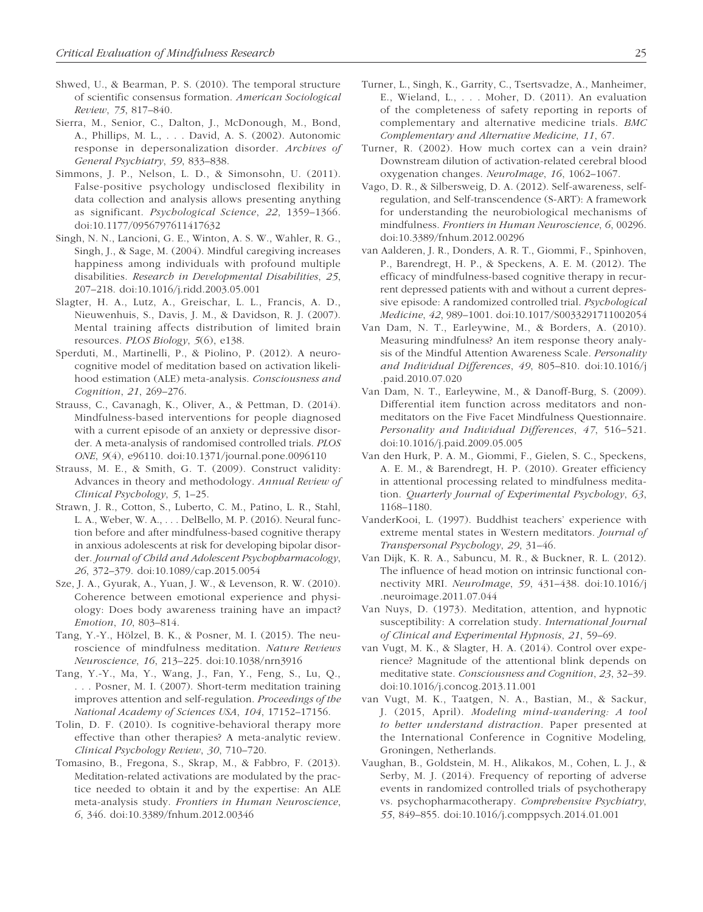Shwed, U., & Bearman, P. S. (2010). The temporal structure of scientific consensus formation. *American Sociological Review*, *75*, 817–840.

Sierra, M., Senior, C., Dalton, J., McDonough, M., Bond, A., Phillips, M. L., . . . David, A. S. (2002). Autonomic response in depersonalization disorder. *Archives of General Psychiatry*, *59*, 833–838.

Simmons, J. P., Nelson, L. D., & Simonsohn, U. (2011). False-positive psychology undisclosed flexibility in data collection and analysis allows presenting anything as significant. *Psychological Science*, *22*, 1359–1366. doi:10.1177/0956797611417632

Singh, N. N., Lancioni, G. E., Winton, A. S. W., Wahler, R. G., Singh, J., & Sage, M. (2004). Mindful caregiving increases happiness among individuals with profound multiple disabilities. *Research in Developmental Disabilities*, *25*, 207–218. doi:10.1016/j.ridd.2003.05.001

Slagter, H. A., Lutz, A., Greischar, L. L., Francis, A. D., Nieuwenhuis, S., Davis, J. M., & Davidson, R. J. (2007). Mental training affects distribution of limited brain resources. *PLOS Biology*, *5*(6), e138.

Sperduti, M., Martinelli, P., & Piolino, P. (2012). A neurocognitive model of meditation based on activation likelihood estimation (ALE) meta-analysis. *Consciousness and Cognition*, *21*, 269–276.

Strauss, C., Cavanagh, K., Oliver, A., & Pettman, D. (2014). Mindfulness-based interventions for people diagnosed with a current episode of an anxiety or depressive disorder. A meta-analysis of randomised controlled trials. *PLOS ONE*, *9*(4), e96110. doi:10.1371/journal.pone.0096110

Strauss, M. E., & Smith, G. T. (2009). Construct validity: Advances in theory and methodology. *Annual Review of Clinical Psychology*, *5*, 1–25.

Strawn, J. R., Cotton, S., Luberto, C. M., Patino, L. R., Stahl, L. A., Weber, W. A., . . . DelBello, M. P. (2016). Neural function before and after mindfulness-based cognitive therapy in anxious adolescents at risk for developing bipolar disorder. *Journal of Child and Adolescent Psychopharmacology*, *26*, 372–379. doi:10.1089/cap.2015.0054

Sze, J. A., Gyurak, A., Yuan, J. W., & Levenson, R. W. (2010). Coherence between emotional experience and physiology: Does body awareness training have an impact? *Emotion*, *10*, 803–814.

Tang, Y.-Y., Hölzel, B. K., & Posner, M. I. (2015). The neuroscience of mindfulness meditation. *Nature Reviews Neuroscience*, *16*, 213–225. doi:10.1038/nrn3916

Tang, Y.-Y., Ma, Y., Wang, J., Fan, Y., Feng, S., Lu, Q., . . . Posner, M. I. (2007). Short-term meditation training improves attention and self-regulation. *Proceedings of the National Academy of Sciences USA*, *104*, 17152–17156.

Tolin, D. F. (2010). Is cognitive-behavioral therapy more effective than other therapies? A meta-analytic review. *Clinical Psychology Review*, *30*, 710–720.

Tomasino, B., Fregona, S., Skrap, M., & Fabbro, F. (2013). Meditation-related activations are modulated by the practice needed to obtain it and by the expertise: An ALE meta-analysis study. *Frontiers in Human Neuroscience*, *6*, 346. doi:10.3389/fnhum.2012.00346

Turner, L., Singh, K., Garrity, C., Tsertsvadze, A., Manheimer, E., Wieland, L., . . . Moher, D. (2011). An evaluation of the completeness of safety reporting in reports of complementary and alternative medicine trials. *BMC Complementary and Alternative Medicine*, *11*, 67.

Turner, R. (2002). How much cortex can a vein drain? Downstream dilution of activation-related cerebral blood oxygenation changes. *NeuroImage*, *16*, 1062–1067.

Vago, D. R., & Silbersweig, D. A. (2012). Self-awareness, self-regulation, and Self-transcendence (S-ART): A framework for understanding the neurobiological mechanisms of mindfulness. *Frontiers in Human Neuroscience*, *6*, 00296. doi:10.3389/fnhum.2012.00296

van Aalderen, J. R., Donders, A. R. T., Giommi, F., Spinhoven, P., Barendregt, H. P., & Speckens, A. E. M. (2012). The efficacy of mindfulness-based cognitive therapy in recurrent depressed patients with and without a current depressive episode: A randomized controlled trial. *Psychological Medicine*, *42*, 989–1001. doi:10.1017/S0033291711002054

Van Dam, N. T., Earleywine, M., & Borders, A. (2010). Measuring mindfulness? An item response theory analysis of the Mindful Attention Awareness Scale. *Personality and Individual Differences*, *49*, 805–810. doi:10.1016/j.paid.2010.07.020

Van Dam, N. T., Earleywine, M., & Danoff-Burg, S. (2009). Differential item function across meditators and non-meditators on the Five Facet Mindfulness Questionnaire. *Personality and Individual Differences*, *47*, 516–521. doi:10.1016/j.paid.2009.05.005

Van den Hurk, P. A. M., Giommi, F., Gielen, S. C., Speckens, A. E. M., & Barendregt, H. P. (2010). Greater efficiency in attentional processing related to mindfulness meditation. *Quarterly Journal of Experimental Psychology*, *63*, 1168–1180.

VanderKooi, L. (1997). Buddhist teachers' experience with extreme mental states in Western meditators. *Journal of Transpersonal Psychology*, *29*, 31–46.

Van Dijk, K. R. A., Sabuncu, M. R., & Buckner, R. L. (2012). The influence of head motion on intrinsic functional connectivity MRI. *NeuroImage*, *59*, 431–438. doi:10.1016/j.neuroimage.2011.07.044

Van Nuys, D. (1973). Meditation, attention, and hypnotic susceptibility: A correlation study. *International Journal of Clinical and Experimental Hypnosis*, *21*, 59–69.

van Vugt, M. K., & Slagter, H. A. (2014). Control over experience? Magnitude of the attentional blink depends on meditative state. *Consciousness and Cognition*, *23*, 32–39. doi:10.1016/j.concog.2013.11.001

van Vugt, M. K., Taatgen, N. A., Bastian, M., & Sackur, J. (2015, April). *Modeling mind-wandering: A tool to better understand distraction*. Paper presented at the International Conference in Cognitive Modeling, Groningen, Netherlands.

Vaughan, B., Goldstein, M. H., Alikakos, M., Cohen, L. J., & Serby, M. J. (2014). Frequency of reporting of adverse events in randomized controlled trials of psychotherapy vs. psychopharmacotherapy. *Comprehensive Psychiatry*, *55*, 849–855. doi:10.1016/j.comppsych.2014.01.001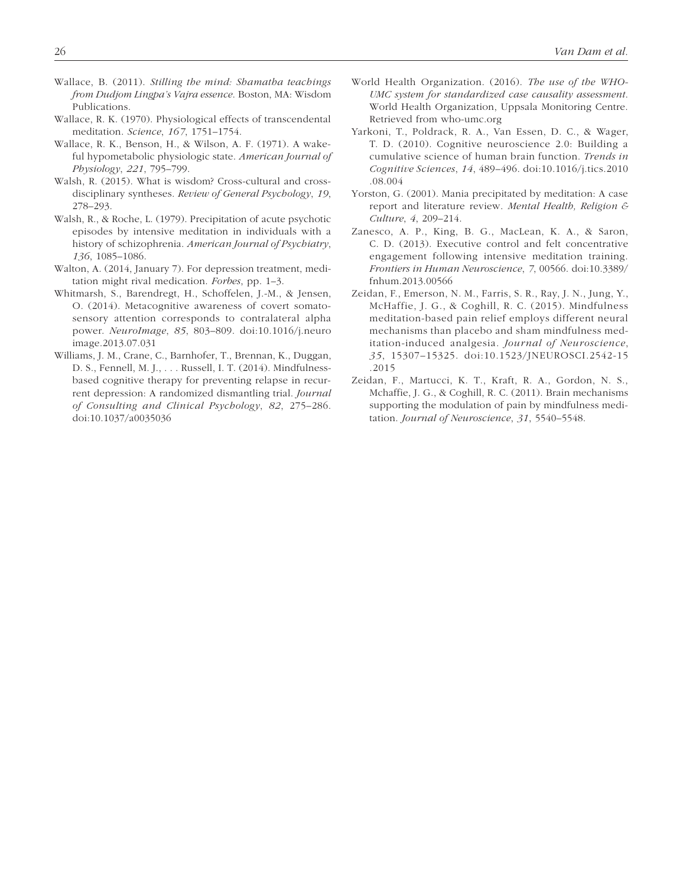Wallace, B. (2011). *Stilling the mind: Shamatha teachings from Dudjom Lingpa's Vajra essence*. Boston, MA: Wisdom Publications.

Wallace, R. K. (1970). Physiological effects of transcendental meditation. *Science*, *167*, 1751–1754.

Wallace, R. K., Benson, H., & Wilson, A. F. (1971). A wakeful hypometabolic physiologic state. *American Journal of Physiology*, *221*, 795–799.

Walsh, R. (2015). What is wisdom? Cross-cultural and cross-disciplinary syntheses. *Review of General Psychology*, *19*, 278–293.

Walsh, R., & Roche, L. (1979). Precipitation of acute psychotic episodes by intensive meditation in individuals with a history of schizophrenia. *American Journal of Psychiatry*, *136*, 1085–1086.

Walton, A. (2014, January 7). For depression treatment, meditation might rival medication. *Forbes*, pp. 1–3.

Whitmarsh, S., Barendregt, H., Schoffelen, J.-M., & Jensen, O. (2014). Metacognitive awareness of covert somatosensory attention corresponds to contralateral alpha power. *NeuroImage*, *85*, 803–809. doi:10.1016/j.neuroimage.2013.07.031

Williams, J. M., Crane, C., Barnhofer, T., Brennan, K., Duggan, D. S., Fennell, M. J., . . . Russell, I. T. (2014). Mindfulness-based cognitive therapy for preventing relapse in recurrent depression: A randomized dismantling trial. *Journal of Consulting and Clinical Psychology*, *82*, 275–286. doi:10.1037/a0035036

World Health Organization. (2016). *The use of the WHO-UMC system for standardized case causality assessment*. World Health Organization, Uppsala Monitoring Centre. Retrieved from who-umc.org

Yarkoni, T., Poldrack, R. A., Van Essen, D. C., & Wager, T. D. (2010). Cognitive neuroscience 2.0: Building a cumulative science of human brain function. *Trends in Cognitive Sciences*, *14*, 489–496. doi:10.1016/j.tics.2010.08.004

Yorston, G. (2001). Mania precipitated by meditation: A case report and literature review. *Mental Health, Religion & Culture*, *4*, 209–214.

Zanesco, A. P., King, B. G., MacLean, K. A., & Saron, C. D. (2013). Executive control and felt concentrative engagement following intensive meditation training. *Frontiers in Human Neuroscience*, *7*, 00566. doi:10.3389/fnhum.2013.00566

Zeidan, F., Emerson, N. M., Farris, S. R., Ray, J. N., Jung, Y., McHaffie, J. G., & Coghill, R. C. (2015). Mindfulness meditation-based pain relief employs different neural mechanisms than placebo and sham mindfulness meditation-induced analgesia. *Journal of Neuroscience*, *35*, 15307–15325. doi:10.1523/JNEUROSCI.2542-15.2015

Zeidan, F., Martucci, K. T., Kraft, R. A., Gordon, N. S., Mchaffie, J. G., & Coghill, R. C. (2011). Brain mechanisms supporting the modulation of pain by mindfulness meditation. *Journal of Neuroscience*, *31*, 5540–5548.